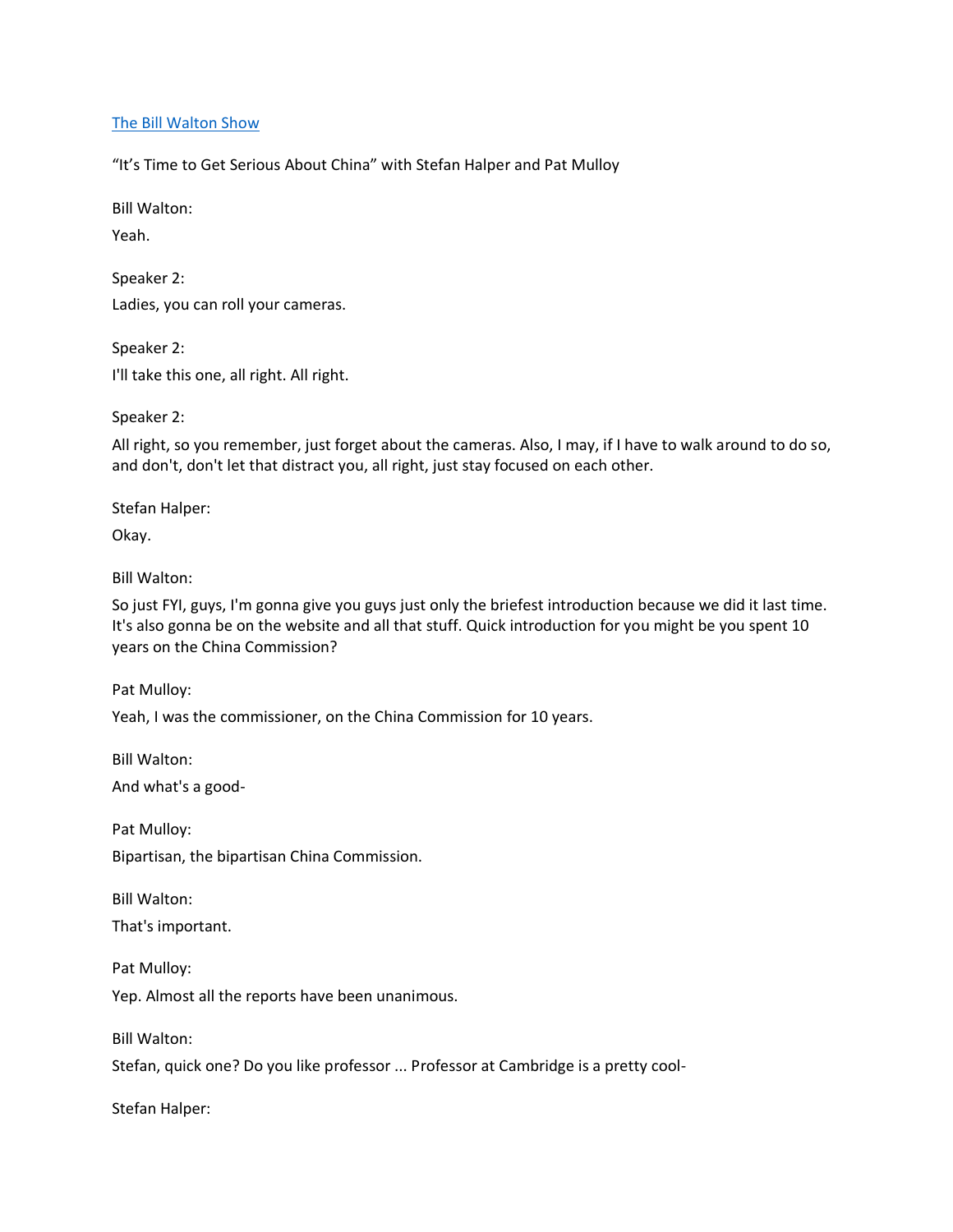[The Bill Walton Show]

"It's Time to Get Serious About China" with Stefan Halper and Pat Mulloy

Bill Walton:

Yeah.

Speaker 2:

Ladies, you can roll your cameras.

Speaker 2:

I'll take this one, all right. All right.

Speaker 2:

All right, so you remember, just forget about the cameras. Also, I may, if I have to walk around to do so, and don't, don't let that distract you, all right, just stay focused on each other.

Stefan Halper:

Okay.

Bill Walton:

So just FYI, guys, I'm gonna give you guys just only the briefest introduction because we did it last time. It's also gonna be on the website and all that stuff. Quick introduction for you might be you spent 10 years on the China Commission?

Pat Mulloy:

Yeah, I was the commissioner, on the China Commission for 10 years.

Bill Walton:

And what's a good-

Pat Mulloy:

Bipartisan, the bipartisan China Commission.

Bill Walton:

That's important.

Pat Mulloy:

Yep. Almost all the reports have been unanimous.

Bill Walton:

Stefan, quick one? Do you like professor ... Professor at Cambridge is a pretty cool-

Stefan Halper: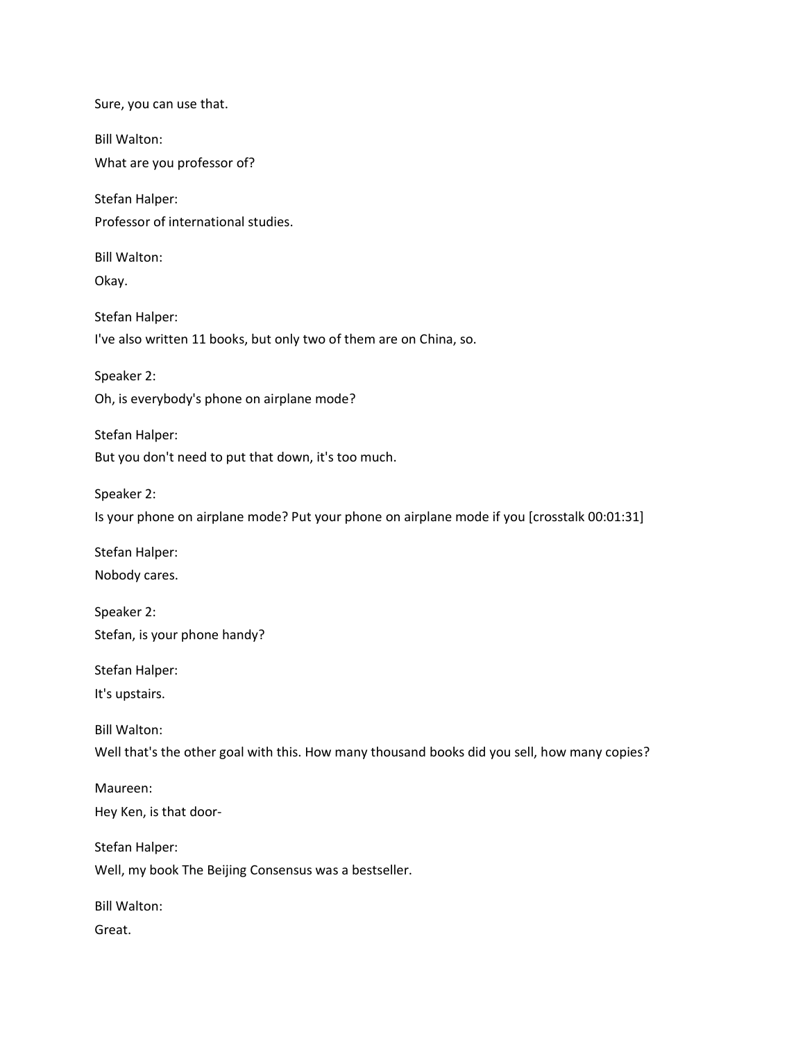Sure, you can use that.

Bill Walton:

What are you professor of?

Stefan Halper:

Professor of international studies.

Bill Walton:

Okay.

Stefan Halper:

I've also written 11 books, but only two of them are on China, so.

Speaker 2:

Oh, is everybody's phone on airplane mode?

Stefan Halper:

But you don't need to put that down, it's too much.

Speaker 2:

Is your phone on airplane mode? Put your phone on airplane mode if you [crosstalk 00:01:31]

Stefan Halper:

Nobody cares.

Speaker 2:

Stefan, is your phone handy?

Stefan Halper:

It's upstairs.

Bill Walton:

Well that's the other goal with this. How many thousand books did you sell, how many copies?

Maureen:

Hey Ken, is that door-

Stefan Halper:

Well, my book The Beijing Consensus was a bestseller.

Bill Walton:

Great.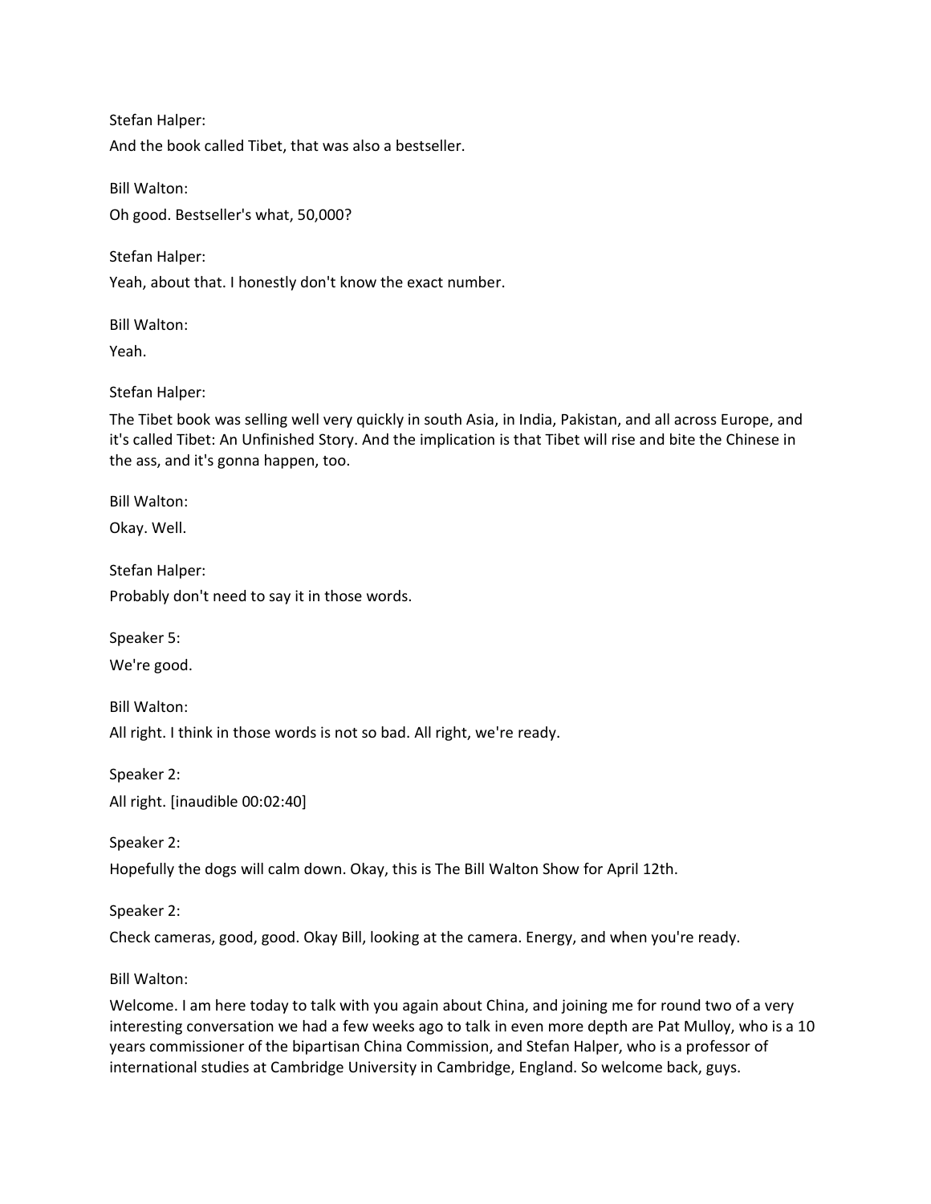Stefan Halper:

And the book called Tibet, that was also a bestseller.

Bill Walton:

Oh good. Bestseller's what, 50,000?

Stefan Halper:

Yeah, about that. I honestly don't know the exact number.

Bill Walton:

Yeah.

Stefan Halper:

The Tibet book was selling well very quickly in south Asia, in India, Pakistan, and all across Europe, and it's called Tibet: An Unfinished Story. And the implication is that Tibet will rise and bite the Chinese in the ass, and it's gonna happen, too.

Bill Walton:

Okay. Well.

Stefan Halper:

Probably don't need to say it in those words.

Speaker 5:

We're good.

Bill Walton:

All right. I think in those words is not so bad. All right, we're ready.

Speaker 2:

All right. [inaudible 00:02:40]

Speaker 2:

Hopefully the dogs will calm down. Okay, this is The Bill Walton Show for April 12th.

Speaker 2:

Check cameras, good, good. Okay Bill, looking at the camera. Energy, and when you're ready.

Bill Walton:

Welcome. I am here today to talk with you again about China, and joining me for round two of a very interesting conversation we had a few weeks ago to talk in even more depth are Pat Mulloy, who is a 10 years commissioner of the bipartisan China Commission, and Stefan Halper, who is a professor of international studies at Cambridge University in Cambridge, England. So welcome back, guys.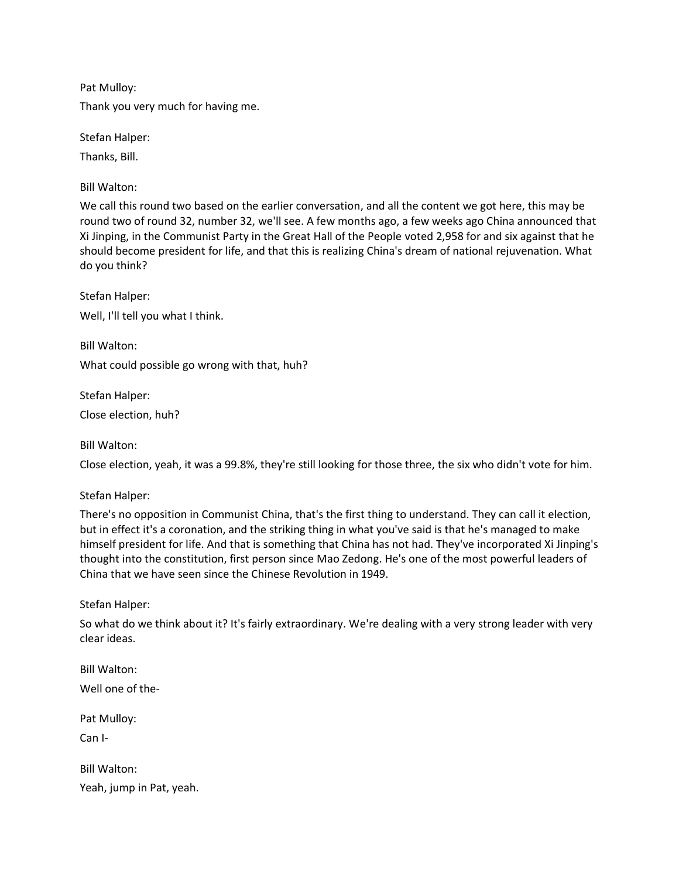Pat Mulloy:

Thank you very much for having me.

Stefan Halper:

Thanks, Bill.

Bill Walton:

We call this round two based on the earlier conversation, and all the content we got here, this may be round two of round 32, number 32, we'll see. A few months ago, a few weeks ago China announced that Xi Jinping, in the Communist Party in the Great Hall of the People voted 2,958 for and six against that he should become president for life, and that this is realizing China's dream of national rejuvenation. What do you think?

Stefan Halper:

Well, I'll tell you what I think.

Bill Walton:

What could possible go wrong with that, huh?

Stefan Halper:

Close election, huh?

Bill Walton:

Close election, yeah, it was a 99.8%, they're still looking for those three, the six who didn't vote for him.

Stefan Halper:

There's no opposition in Communist China, that's the first thing to understand. They can call it election, but in effect it's a coronation, and the striking thing in what you've said is that he's managed to make himself president for life. And that is something that China has not had. They've incorporated Xi Jinping's thought into the constitution, first person since Mao Zedong. He's one of the most powerful leaders of China that we have seen since the Chinese Revolution in 1949.

Stefan Halper:

So what do we think about it? It's fairly extraordinary. We're dealing with a very strong leader with very clear ideas.

Bill Walton:

Well one of the-

Pat Mulloy:

Can I-

Bill Walton:

Yeah, jump in Pat, yeah.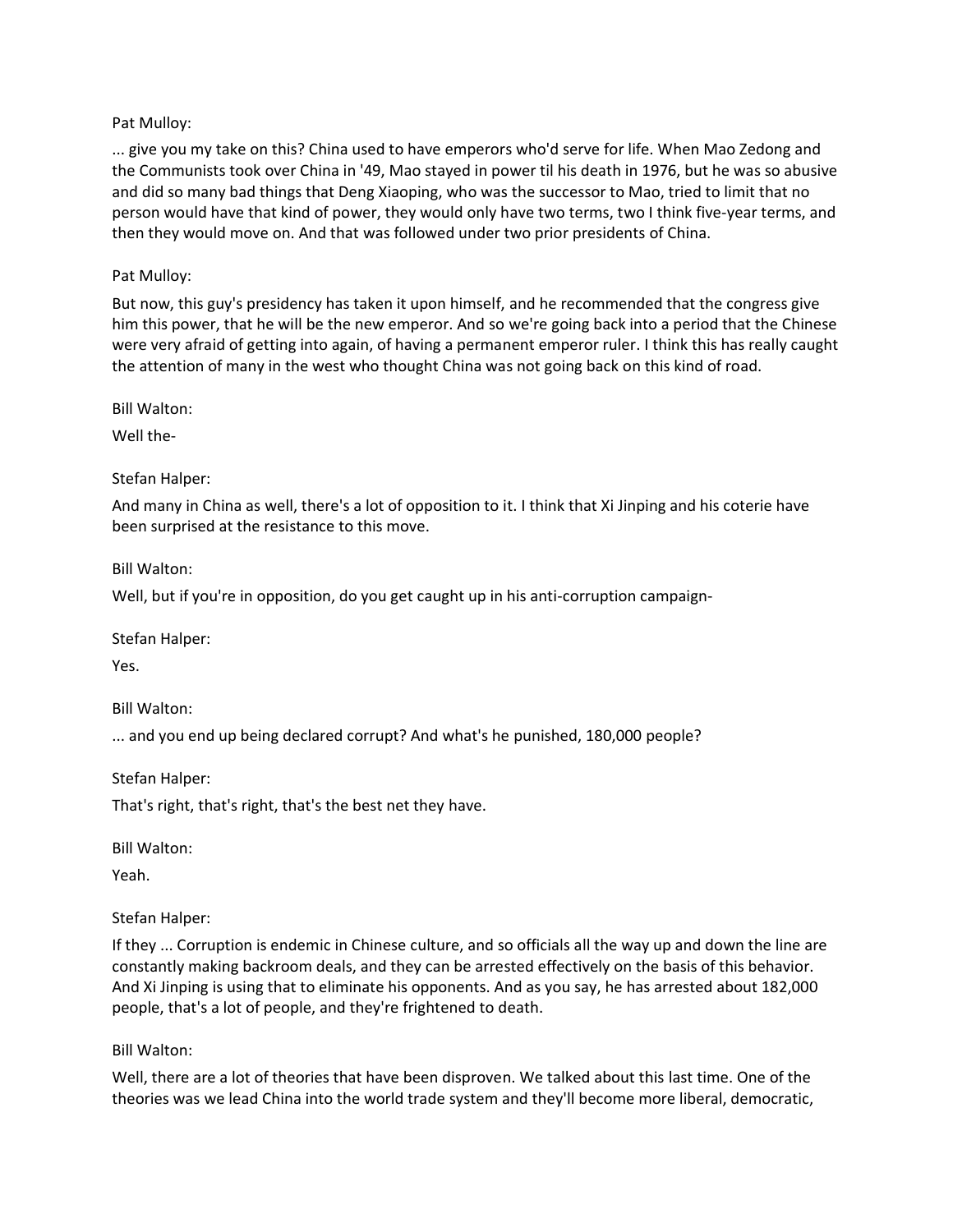Pat Mulloy:

... give you my take on this? China used to have emperors who'd serve for life. When Mao Zedong and the Communists took over China in '49, Mao stayed in power til his death in 1976, but he was so abusive and did so many bad things that Deng Xiaoping, who was the successor to Mao, tried to limit that no person would have that kind of power, they would only have two terms, two I think five-year terms, and then they would move on. And that was followed under two prior presidents of China.

Pat Mulloy:

But now, this guy's presidency has taken it upon himself, and he recommended that the congress give him this power, that he will be the new emperor. And so we're going back into a period that the Chinese were very afraid of getting into again, of having a permanent emperor ruler. I think this has really caught the attention of many in the west who thought China was not going back on this kind of road.

Bill Walton:

Well the-

Stefan Halper:

And many in China as well, there's a lot of opposition to it. I think that Xi Jinping and his coterie have been surprised at the resistance to this move.

Bill Walton:

Well, but if you're in opposition, do you get caught up in his anti-corruption campaign-

Stefan Halper:

Yes.

Bill Walton:

... and you end up being declared corrupt? And what's he punished, 180,000 people?

Stefan Halper:

That's right, that's right, that's the best net they have.

Bill Walton:

Yeah.

Stefan Halper:

If they ... Corruption is endemic in Chinese culture, and so officials all the way up and down the line are constantly making backroom deals, and they can be arrested effectively on the basis of this behavior. And Xi Jinping is using that to eliminate his opponents. And as you say, he has arrested about 182,000 people, that's a lot of people, and they're frightened to death.

Bill Walton:

Well, there are a lot of theories that have been disproven. We talked about this last time. One of the theories was we lead China into the world trade system and they'll become more liberal, democratic,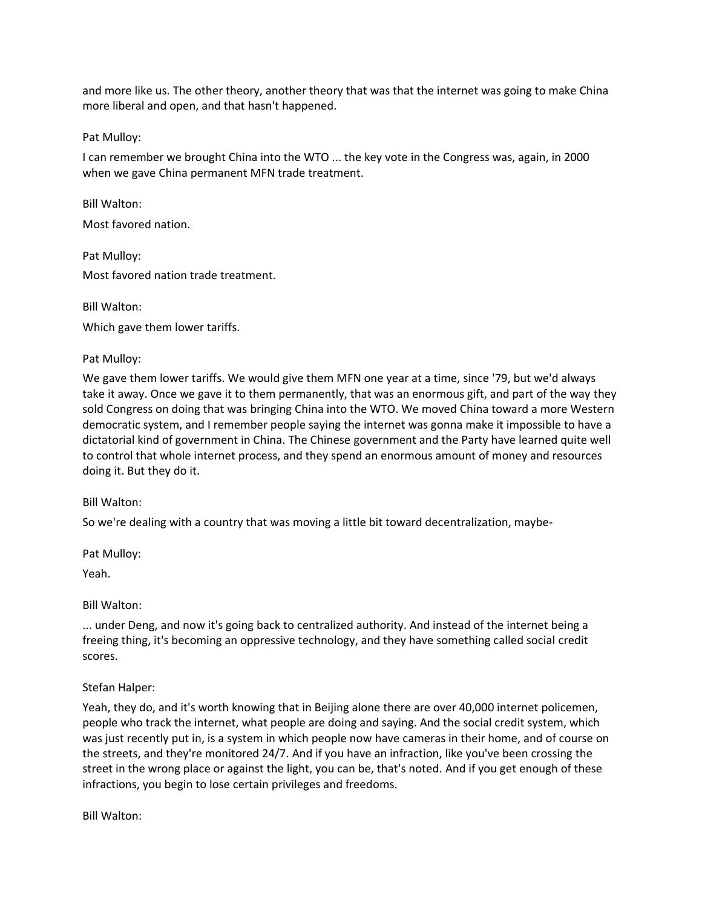and more like us. The other theory, another theory that was that the internet was going to make China more liberal and open, and that hasn't happened.

Pat Mulloy:

I can remember we brought China into the WTO ... the key vote in the Congress was, again, in 2000 when we gave China permanent MFN trade treatment.

Bill Walton:

Most favored nation.

Pat Mulloy:

Most favored nation trade treatment.

Bill Walton:

Which gave them lower tariffs.

Pat Mulloy:

We gave them lower tariffs. We would give them MFN one year at a time, since '79, but we'd always take it away. Once we gave it to them permanently, that was an enormous gift, and part of the way they sold Congress on doing that was bringing China into the WTO. We moved China toward a more Western democratic system, and I remember people saying the internet was gonna make it impossible to have a dictatorial kind of government in China. The Chinese government and the Party have learned quite well to control that whole internet process, and they spend an enormous amount of money and resources doing it. But they do it.

Bill Walton:

So we're dealing with a country that was moving a little bit toward decentralization, maybe-

Pat Mulloy:

Yeah.

Bill Walton:

... under Deng, and now it's going back to centralized authority. And instead of the internet being a freeing thing, it's becoming an oppressive technology, and they have something called social credit scores.

Stefan Halper:

Yeah, they do, and it's worth knowing that in Beijing alone there are over 40,000 internet policemen, people who track the internet, what people are doing and saying. And the social credit system, which was just recently put in, is a system in which people now have cameras in their home, and of course on the streets, and they're monitored 24/7. And if you have an infraction, like you've been crossing the street in the wrong place or against the light, you can be, that's noted. And if you get enough of these infractions, you begin to lose certain privileges and freedoms.

Bill Walton: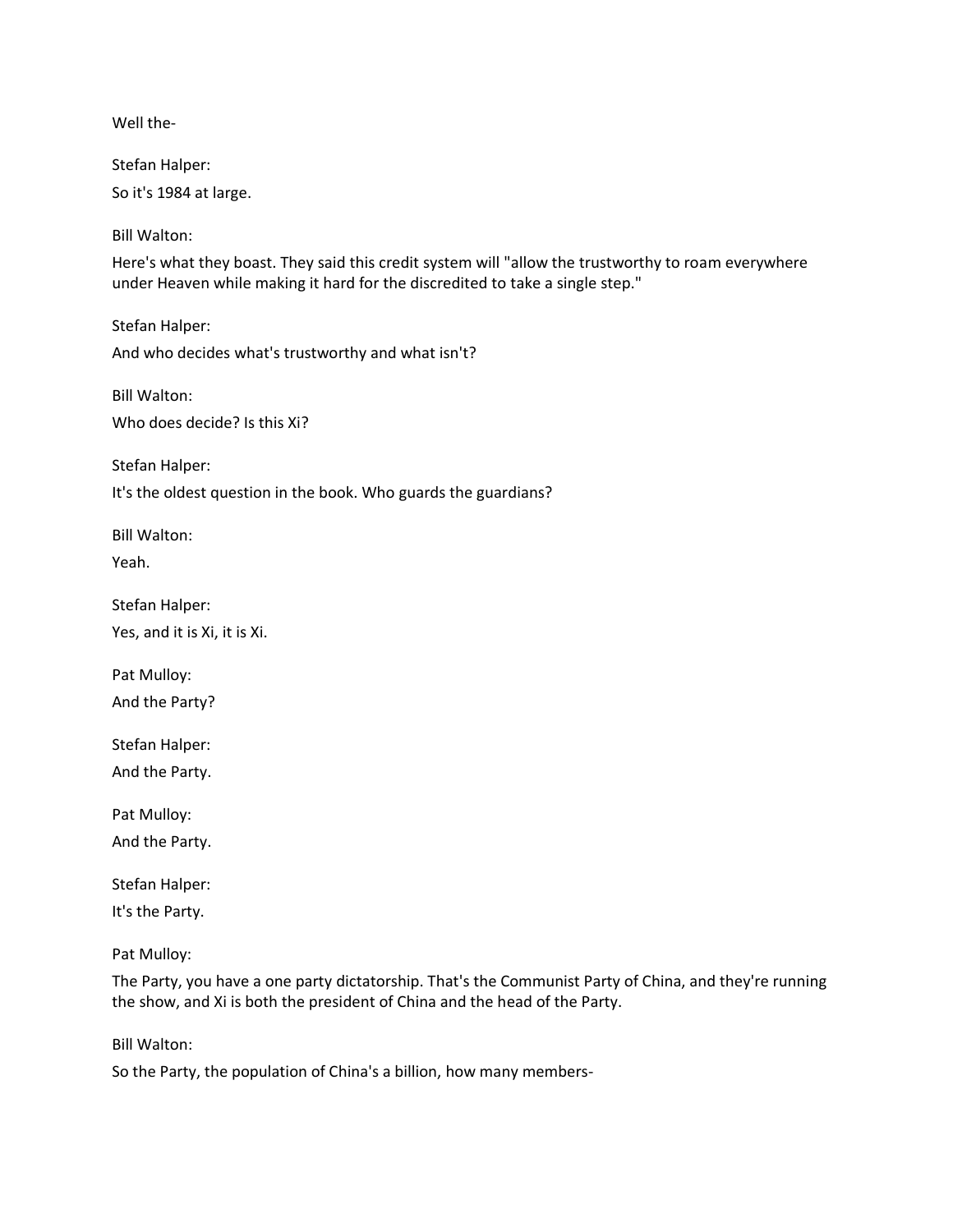Well the-

Stefan Halper:

So it's 1984 at large.

Bill Walton:

Here's what they boast. They said this credit system will "allow the trustworthy to roam everywhere under Heaven while making it hard for the discredited to take a single step."

Stefan Halper:

And who decides what's trustworthy and what isn't?

Bill Walton:

Who does decide? Is this Xi?

Stefan Halper:

It's the oldest question in the book. Who guards the guardians?

Bill Walton:

Yeah.

Stefan Halper:

Yes, and it is Xi, it is Xi.

Pat Mulloy:

And the Party?

Stefan Halper:

And the Party.

Pat Mulloy:

And the Party.

Stefan Halper:

It's the Party.

Pat Mulloy:

The Party, you have a one party dictatorship. That's the Communist Party of China, and they're running the show, and Xi is both the president of China and the head of the Party.

Bill Walton:

So the Party, the population of China's a billion, how many members-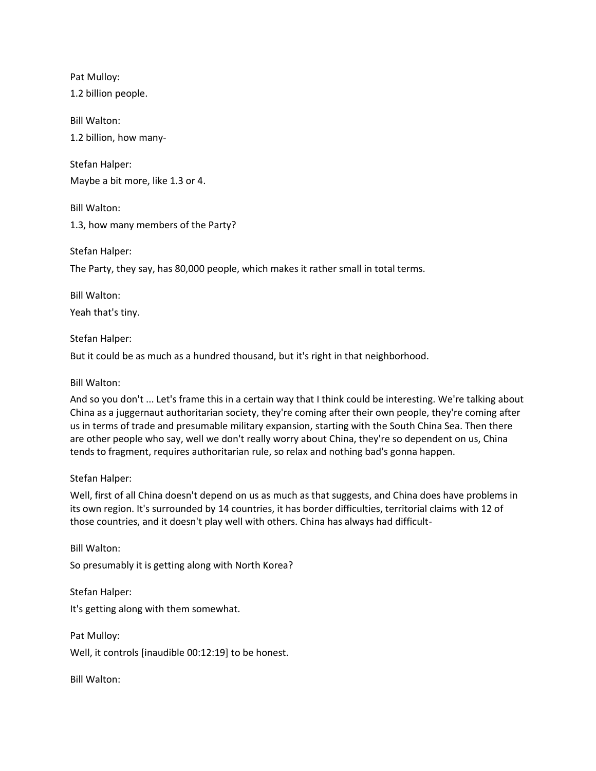Pat Mulloy:

1.2 billion people.

Bill Walton:

1.2 billion, how many-

Stefan Halper:

Maybe a bit more, like 1.3 or 4.

Bill Walton:

1.3, how many members of the Party?

Stefan Halper:

The Party, they say, has 80,000 people, which makes it rather small in total terms.

Bill Walton:

Yeah that's tiny.

Stefan Halper:

But it could be as much as a hundred thousand, but it's right in that neighborhood.

Bill Walton:

And so you don't ... Let's frame this in a certain way that I think could be interesting. We're talking about China as a juggernaut authoritarian society, they're coming after their own people, they're coming after us in terms of trade and presumable military expansion, starting with the South China Sea. Then there are other people who say, well we don't really worry about China, they're so dependent on us, China tends to fragment, requires authoritarian rule, so relax and nothing bad's gonna happen.

Stefan Halper:

Well, first of all China doesn't depend on us as much as that suggests, and China does have problems in its own region. It's surrounded by 14 countries, it has border difficulties, territorial claims with 12 of those countries, and it doesn't play well with others. China has always had difficult-

Bill Walton:

So presumably it is getting along with North Korea?

Stefan Halper:

It's getting along with them somewhat.

Pat Mulloy:

Well, it controls [inaudible 00:12:19] to be honest.

Bill Walton: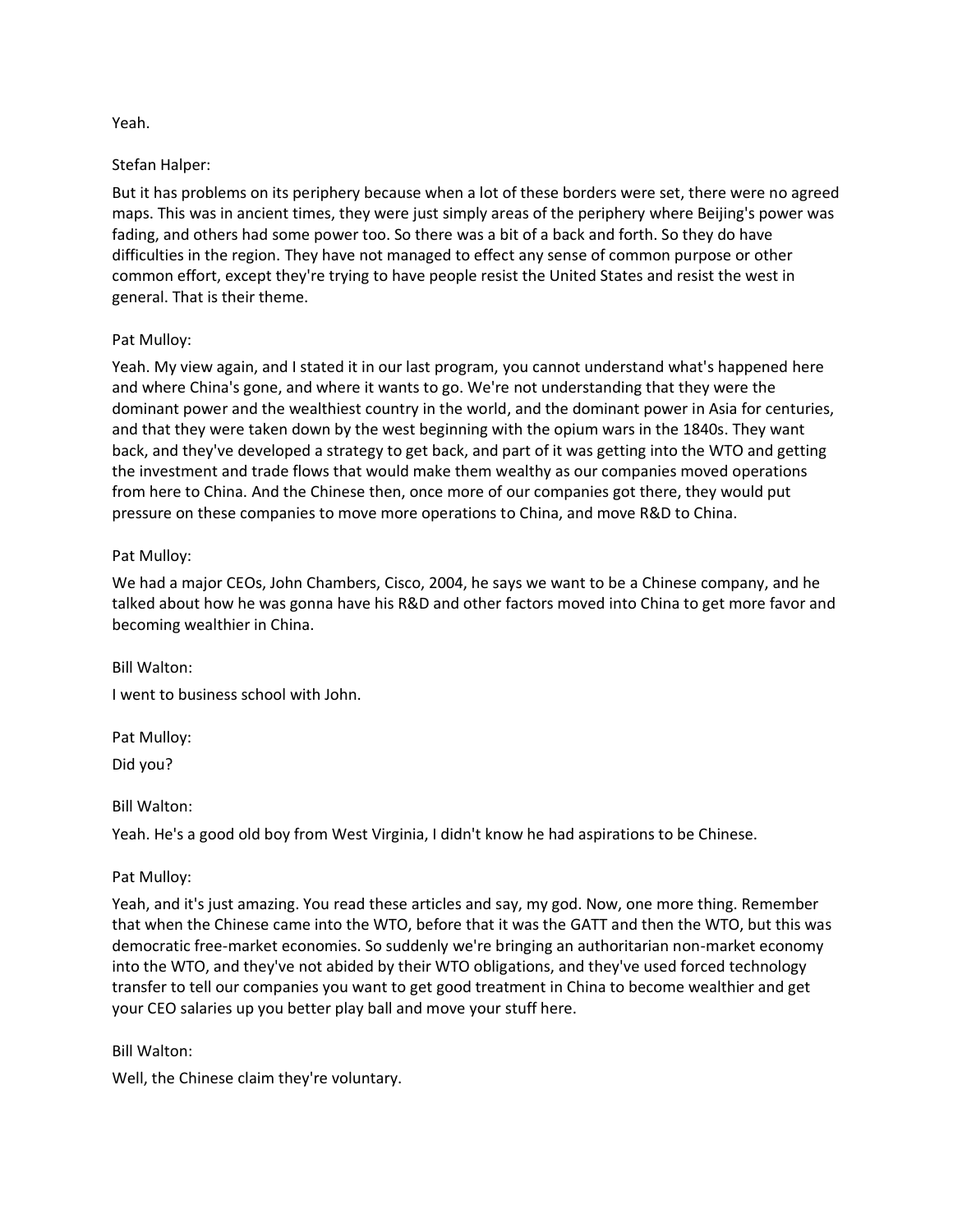Yeah.

Stefan Halper:

But it has problems on its periphery because when a lot of these borders were set, there were no agreed maps. This was in ancient times, they were just simply areas of the periphery where Beijing's power was fading, and others had some power too. So there was a bit of a back and forth. So they do have difficulties in the region. They have not managed to effect any sense of common purpose or other common effort, except they're trying to have people resist the United States and resist the west in general. That is their theme.

Pat Mulloy:

Yeah. My view again, and I stated it in our last program, you cannot understand what's happened here and where China's gone, and where it wants to go. We're not understanding that they were the dominant power and the wealthiest country in the world, and the dominant power in Asia for centuries, and that they were taken down by the west beginning with the opium wars in the 1840s. They want back, and they've developed a strategy to get back, and part of it was getting into the WTO and getting the investment and trade flows that would make them wealthy as our companies moved operations from here to China. And the Chinese then, once more of our companies got there, they would put pressure on these companies to move more operations to China, and move R&D to China.

Pat Mulloy:

We had a major CEOs, John Chambers, Cisco, 2004, he says we want to be a Chinese company, and he talked about how he was gonna have his R&D and other factors moved into China to get more favor and becoming wealthier in China.

Bill Walton:

I went to business school with John.

Pat Mulloy:

Did you?

Bill Walton:

Yeah. He's a good old boy from West Virginia, I didn't know he had aspirations to be Chinese.

Pat Mulloy:

Yeah, and it's just amazing. You read these articles and say, my god. Now, one more thing. Remember that when the Chinese came into the WTO, before that it was the GATT and then the WTO, but this was democratic free-market economies. So suddenly we're bringing an authoritarian non-market economy into the WTO, and they've not abided by their WTO obligations, and they've used forced technology transfer to tell our companies you want to get good treatment in China to become wealthier and get your CEO salaries up you better play ball and move your stuff here.

Bill Walton:

Well, the Chinese claim they're voluntary.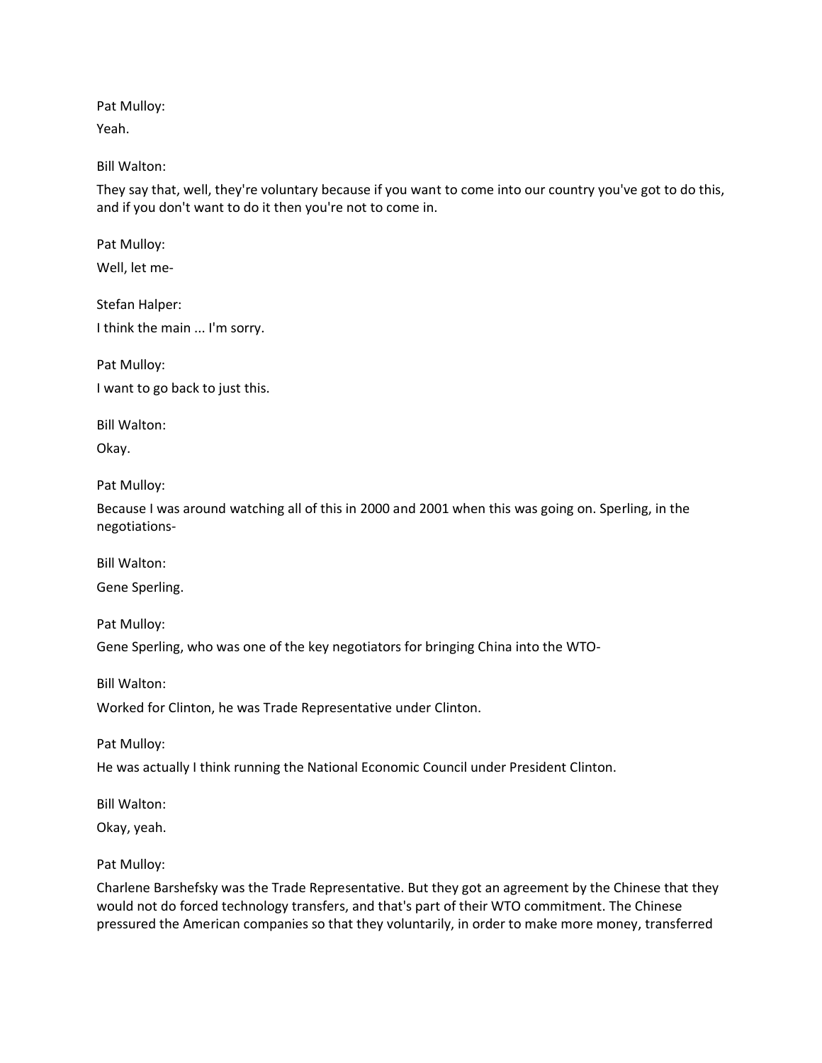Pat Mulloy:

Yeah.

Bill Walton:

They say that, well, they're voluntary because if you want to come into our country you've got to do this, and if you don't want to do it then you're not to come in.

Pat Mulloy:

Well, let me-

Stefan Halper:

I think the main ... I'm sorry.

Pat Mulloy:

I want to go back to just this.

Bill Walton:

Okay.

Pat Mulloy:

Because I was around watching all of this in 2000 and 2001 when this was going on. Sperling, in the negotiations-

Bill Walton:

Gene Sperling.

Pat Mulloy:

Gene Sperling, who was one of the key negotiators for bringing China into the WTO-

Bill Walton:

Worked for Clinton, he was Trade Representative under Clinton.

Pat Mulloy:

He was actually I think running the National Economic Council under President Clinton.

Bill Walton:

Okay, yeah.

Pat Mulloy:

Charlene Barshefsky was the Trade Representative. But they got an agreement by the Chinese that they would not do forced technology transfers, and that's part of their WTO commitment. The Chinese pressured the American companies so that they voluntarily, in order to make more money, transferred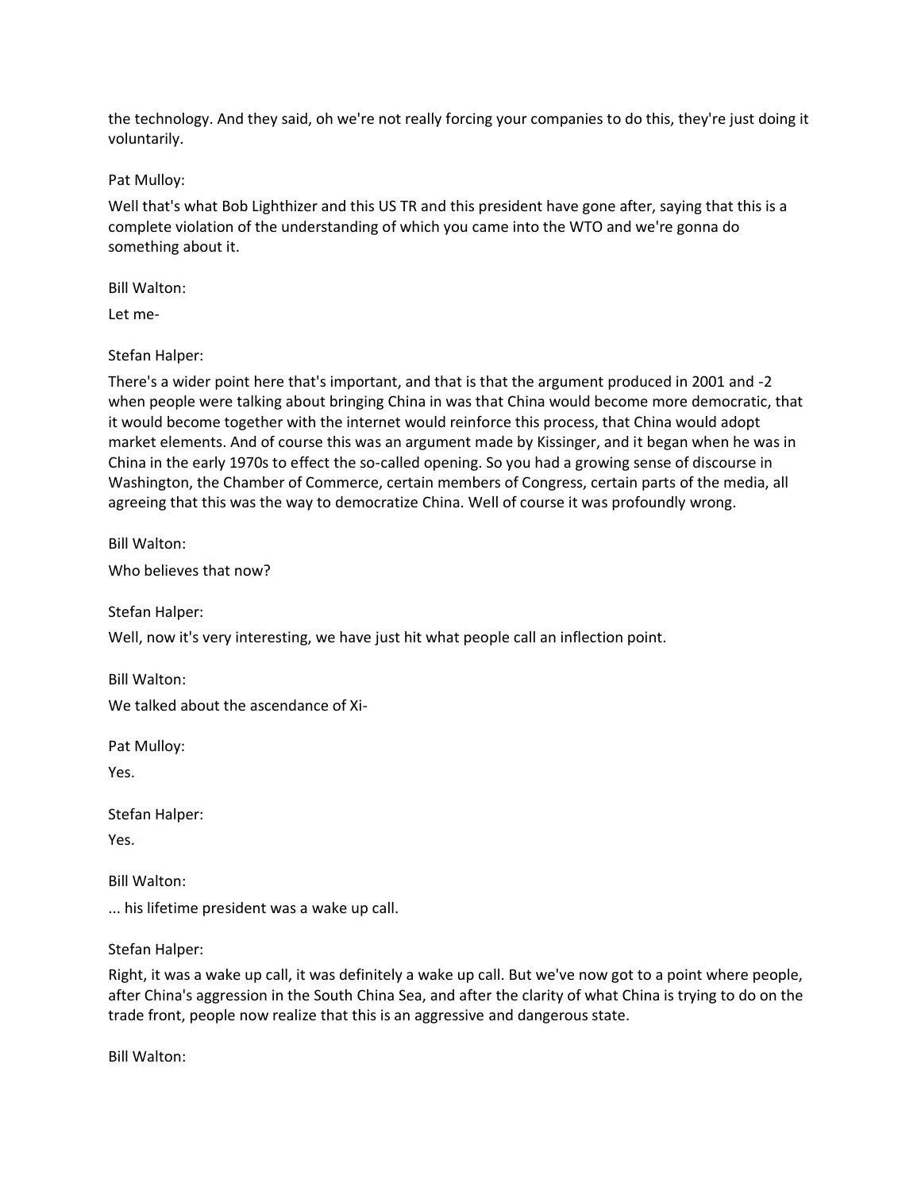the technology. And they said, oh we're not really forcing your companies to do this, they're just doing it voluntarily.

Pat Mulloy:

Well that's what Bob Lighthizer and this US TR and this president have gone after, saying that this is a complete violation of the understanding of which you came into the WTO and we're gonna do something about it.

Bill Walton:

Let me-

Stefan Halper:

There's a wider point here that's important, and that is that the argument produced in 2001 and -2 when people were talking about bringing China in was that China would become more democratic, that it would become together with the internet would reinforce this process, that China would adopt market elements. And of course this was an argument made by Kissinger, and it began when he was in China in the early 1970s to effect the so-called opening. So you had a growing sense of discourse in Washington, the Chamber of Commerce, certain members of Congress, certain parts of the media, all agreeing that this was the way to democratize China. Well of course it was profoundly wrong.

Bill Walton:

Who believes that now?

Stefan Halper:

Well, now it's very interesting, we have just hit what people call an inflection point.

Bill Walton:

We talked about the ascendance of Xi-

Pat Mulloy:

Yes.

Stefan Halper:

Yes.

Bill Walton:

... his lifetime president was a wake up call.

Stefan Halper:

Right, it was a wake up call, it was definitely a wake up call. But we've now got to a point where people, after China's aggression in the South China Sea, and after the clarity of what China is trying to do on the trade front, people now realize that this is an aggressive and dangerous state.

Bill Walton: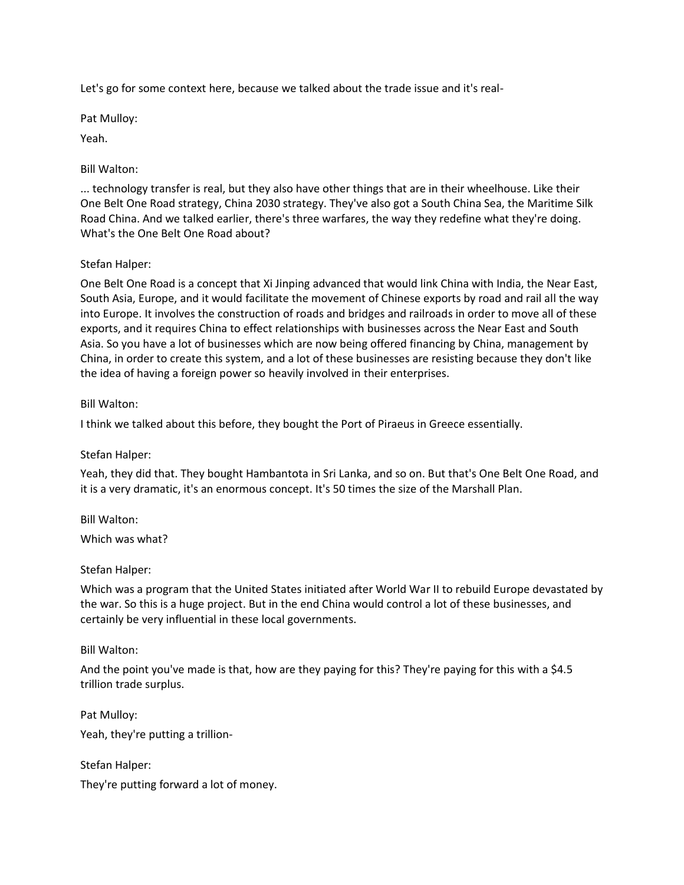Let's go for some context here, because we talked about the trade issue and it's real-

Pat Mulloy:

Yeah.

Bill Walton:

... technology transfer is real, but they also have other things that are in their wheelhouse. Like their One Belt One Road strategy, China 2030 strategy. They've also got a South China Sea, the Maritime Silk Road China. And we talked earlier, there's three warfares, the way they redefine what they're doing. What's the One Belt One Road about?

Stefan Halper:

One Belt One Road is a concept that Xi Jinping advanced that would link China with India, the Near East, South Asia, Europe, and it would facilitate the movement of Chinese exports by road and rail all the way into Europe. It involves the construction of roads and bridges and railroads in order to move all of these exports, and it requires China to effect relationships with businesses across the Near East and South Asia. So you have a lot of businesses which are now being offered financing by China, management by China, in order to create this system, and a lot of these businesses are resisting because they don't like the idea of having a foreign power so heavily involved in their enterprises.

Bill Walton:

I think we talked about this before, they bought the Port of Piraeus in Greece essentially.

Stefan Halper:

Yeah, they did that. They bought Hambantota in Sri Lanka, and so on. But that's One Belt One Road, and it is a very dramatic, it's an enormous concept. It's 50 times the size of the Marshall Plan.

Bill Walton:

Which was what?

Stefan Halper:

Which was a program that the United States initiated after World War II to rebuild Europe devastated by the war. So this is a huge project. But in the end China would control a lot of these businesses, and certainly be very influential in these local governments.

Bill Walton:

And the point you've made is that, how are they paying for this? They're paying for this with a $4.5 trillion trade surplus.

Pat Mulloy:

Yeah, they're putting a trillion-

Stefan Halper:

They're putting forward a lot of money.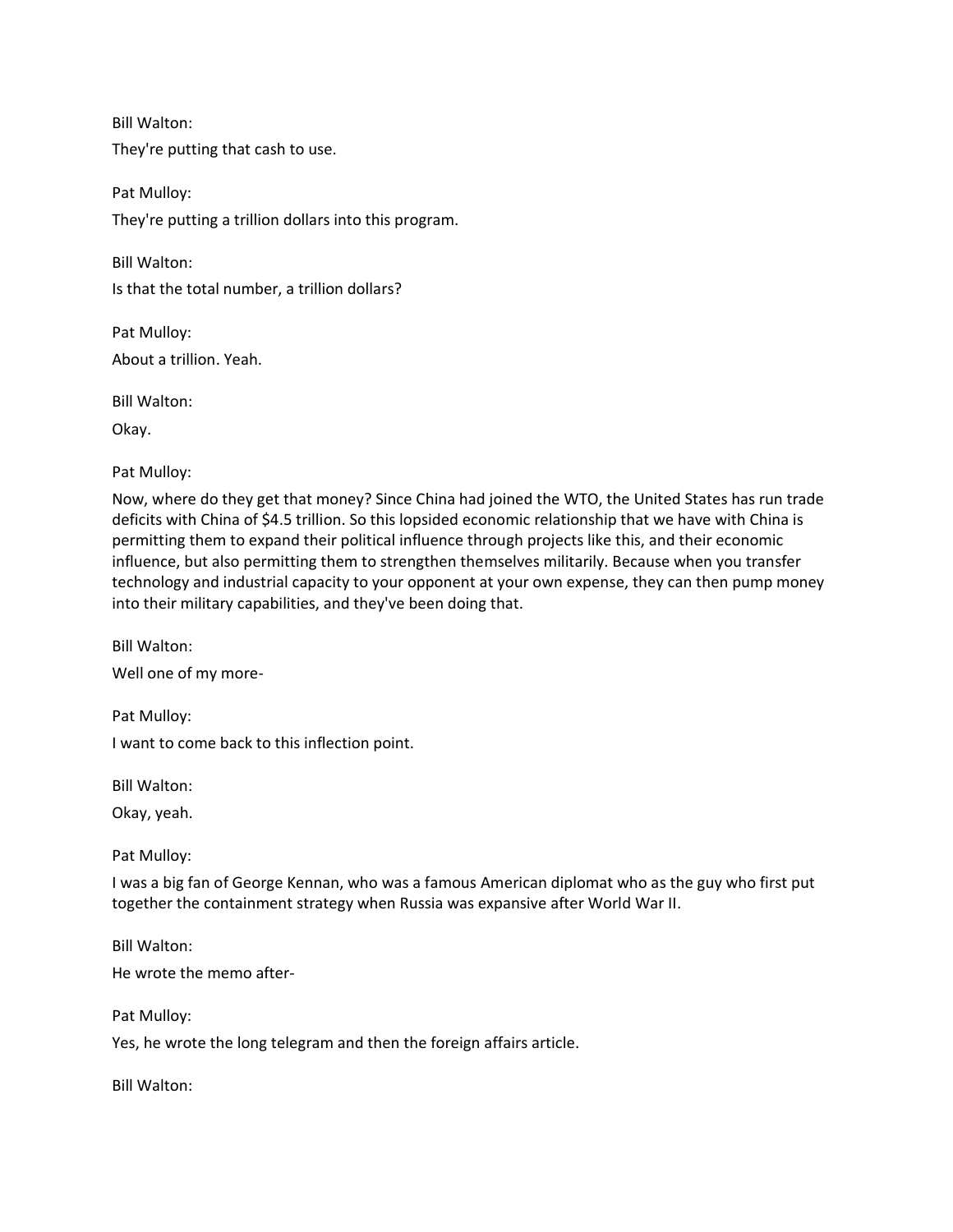Bill Walton:

They're putting that cash to use.

Pat Mulloy:

They're putting a trillion dollars into this program.

Bill Walton:

Is that the total number, a trillion dollars?

Pat Mulloy:

About a trillion. Yeah.

Bill Walton:

Okay.

Pat Mulloy:

Now, where do they get that money? Since China had joined the WTO, the United States has run trade deficits with China of $4.5 trillion. So this lopsided economic relationship that we have with China is permitting them to expand their political influence through projects like this, and their economic influence, but also permitting them to strengthen themselves militarily. Because when you transfer technology and industrial capacity to your opponent at your own expense, they can then pump money into their military capabilities, and they've been doing that.

Bill Walton:

Well one of my more-

Pat Mulloy:

I want to come back to this inflection point.

Bill Walton:

Okay, yeah.

Pat Mulloy:

I was a big fan of George Kennan, who was a famous American diplomat who as the guy who first put together the containment strategy when Russia was expansive after World War II.

Bill Walton:

He wrote the memo after-

Pat Mulloy:

Yes, he wrote the long telegram and then the foreign affairs article.

Bill Walton: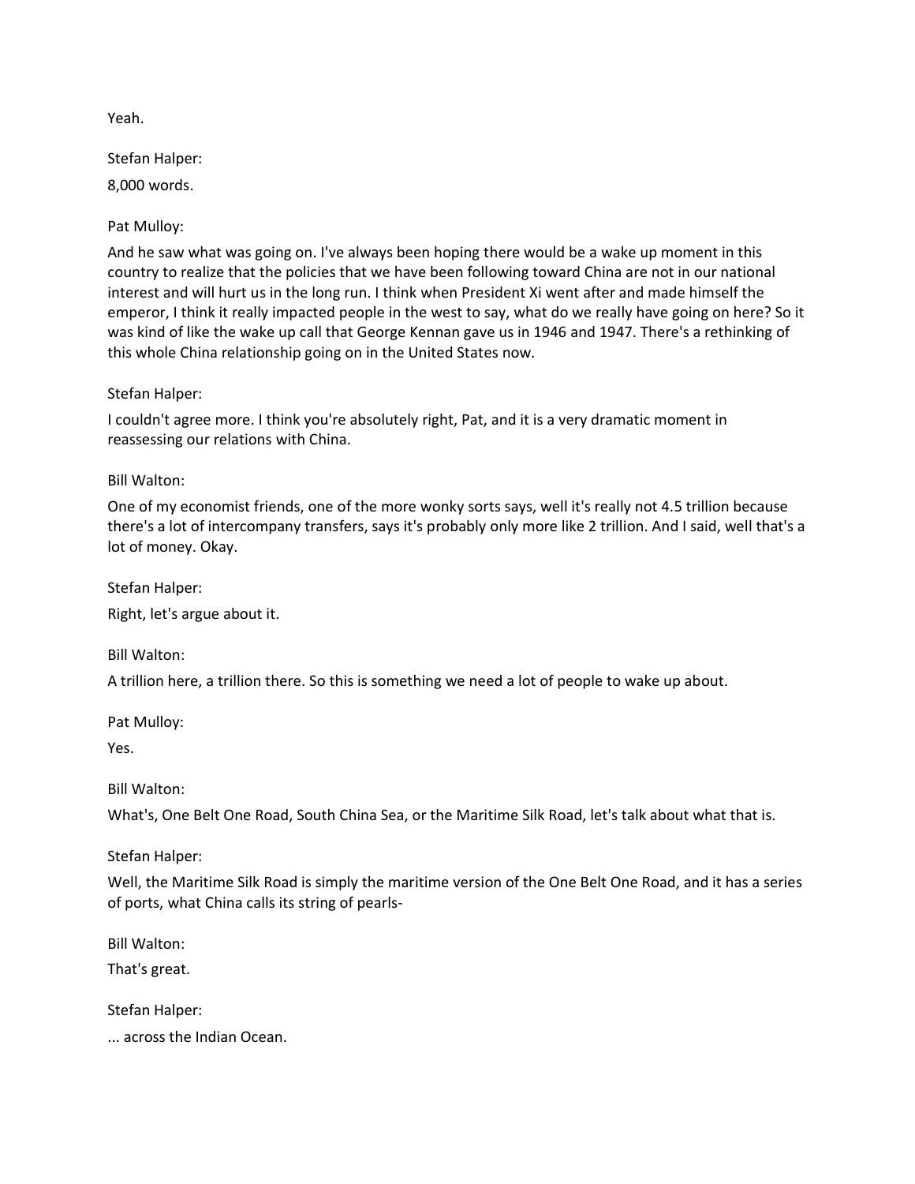Yeah.

Stefan Halper:

8,000 words.

Pat Mulloy:

And he saw what was going on. I've always been hoping there would be a wake up moment in this country to realize that the policies that we have been following toward China are not in our national interest and will hurt us in the long run. I think when President Xi went after and made himself the emperor, I think it really impacted people in the west to say, what do we really have going on here? So it was kind of like the wake up call that George Kennan gave us in 1946 and 1947. There's a rethinking of this whole China relationship going on in the United States now.

Stefan Halper:

I couldn't agree more. I think you're absolutely right, Pat, and it is a very dramatic moment in reassessing our relations with China.

Bill Walton:

One of my economist friends, one of the more wonky sorts says, well it's really not 4.5 trillion because there's a lot of intercompany transfers, says it's probably only more like 2 trillion. And I said, well that's a lot of money. Okay.

Stefan Halper:

Right, let's argue about it.

Bill Walton:

A trillion here, a trillion there. So this is something we need a lot of people to wake up about.

Pat Mulloy:

Yes.

Bill Walton:

What's, One Belt One Road, South China Sea, or the Maritime Silk Road, let's talk about what that is.

Stefan Halper:

Well, the Maritime Silk Road is simply the maritime version of the One Belt One Road, and it has a series of ports, what China calls its string of pearls-

Bill Walton:

That's great.

Stefan Halper:

... across the Indian Ocean.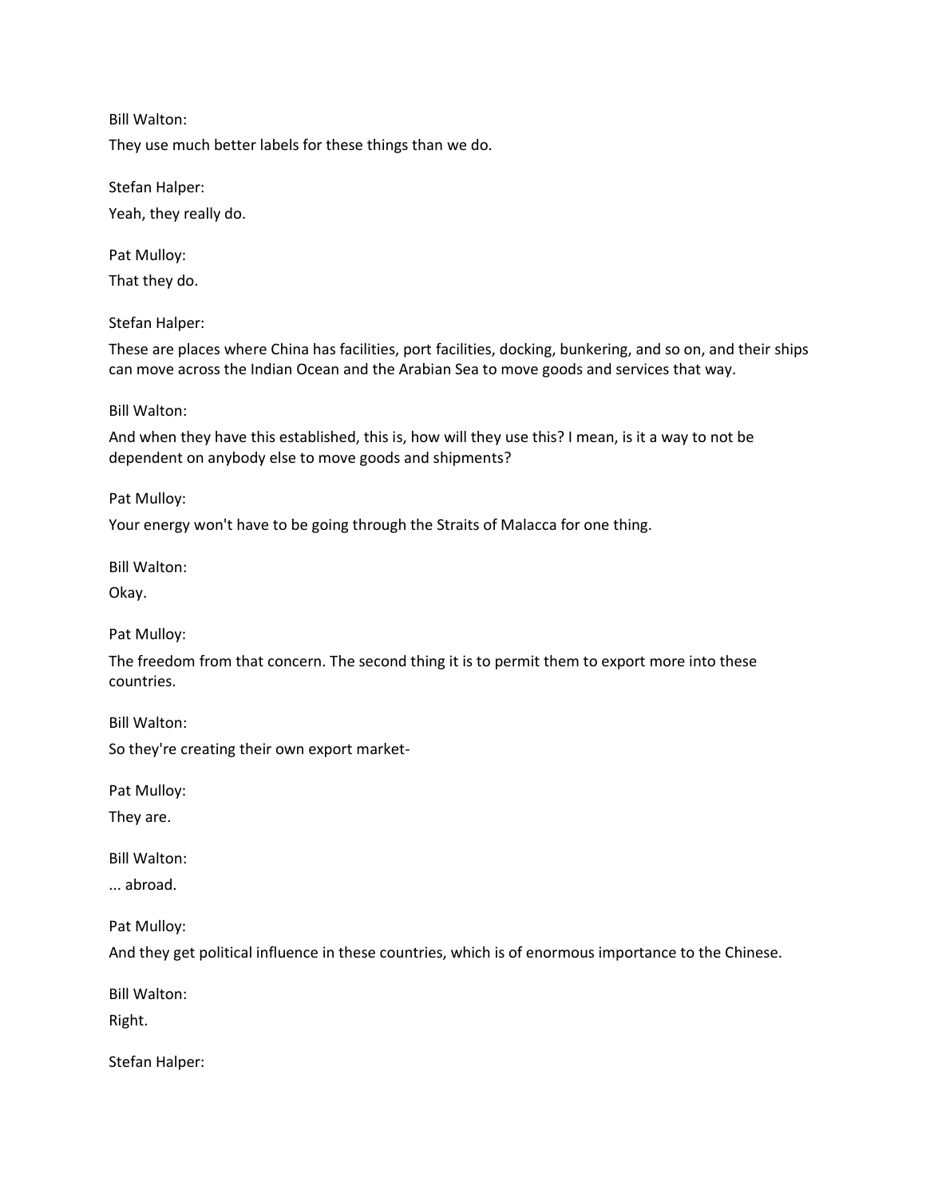Bill Walton:

They use much better labels for these things than we do.

Stefan Halper:

Yeah, they really do.

Pat Mulloy:

That they do.

Stefan Halper:

These are places where China has facilities, port facilities, docking, bunkering, and so on, and their ships can move across the Indian Ocean and the Arabian Sea to move goods and services that way.

Bill Walton:

And when they have this established, this is, how will they use this? I mean, is it a way to not be dependent on anybody else to move goods and shipments?

Pat Mulloy:

Your energy won't have to be going through the Straits of Malacca for one thing.

Bill Walton:

Okay.

Pat Mulloy:

The freedom from that concern. The second thing it is to permit them to export more into these countries.

Bill Walton:

So they're creating their own export market-

Pat Mulloy:

They are.

Bill Walton:

... abroad.

Pat Mulloy:

And they get political influence in these countries, which is of enormous importance to the Chinese.

Bill Walton:

Right.

Stefan Halper: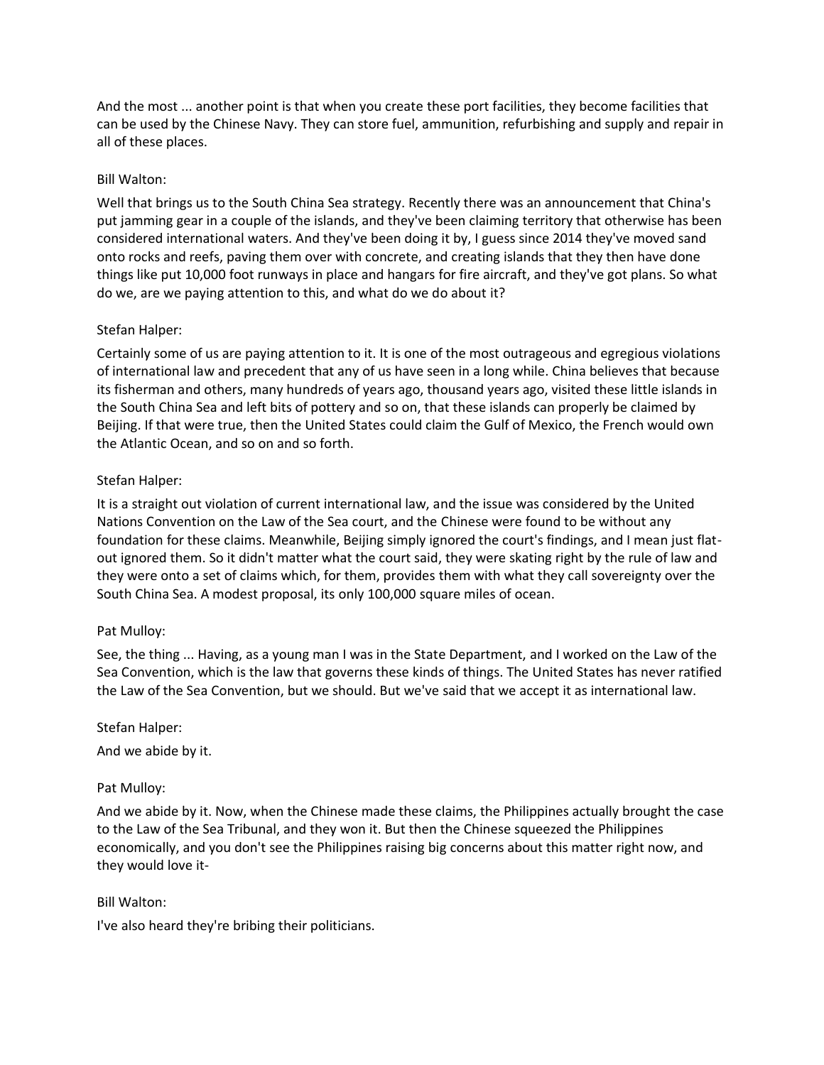And the most ... another point is that when you create these port facilities, they become facilities that can be used by the Chinese Navy. They can store fuel, ammunition, refurbishing and supply and repair in all of these places.

Bill Walton:

Well that brings us to the South China Sea strategy. Recently there was an announcement that China's put jamming gear in a couple of the islands, and they've been claiming territory that otherwise has been considered international waters. And they've been doing it by, I guess since 2014 they've moved sand onto rocks and reefs, paving them over with concrete, and creating islands that they then have done things like put 10,000 foot runways in place and hangars for fire aircraft, and they've got plans. So what do we, are we paying attention to this, and what do we do about it?

Stefan Halper:

Certainly some of us are paying attention to it. It is one of the most outrageous and egregious violations of international law and precedent that any of us have seen in a long while. China believes that because its fisherman and others, many hundreds of years ago, thousand years ago, visited these little islands in the South China Sea and left bits of pottery and so on, that these islands can properly be claimed by Beijing. If that were true, then the United States could claim the Gulf of Mexico, the French would own the Atlantic Ocean, and so on and so forth.

Stefan Halper:

It is a straight out violation of current international law, and the issue was considered by the United Nations Convention on the Law of the Sea court, and the Chinese were found to be without any foundation for these claims. Meanwhile, Beijing simply ignored the court's findings, and I mean just flat-out ignored them. So it didn't matter what the court said, they were skating right by the rule of law and they were onto a set of claims which, for them, provides them with what they call sovereignty over the South China Sea. A modest proposal, its only 100,000 square miles of ocean.

Pat Mulloy:

See, the thing ... Having, as a young man I was in the State Department, and I worked on the Law of the Sea Convention, which is the law that governs these kinds of things. The United States has never ratified the Law of the Sea Convention, but we should. But we've said that we accept it as international law.

Stefan Halper:

And we abide by it.

Pat Mulloy:

And we abide by it. Now, when the Chinese made these claims, the Philippines actually brought the case to the Law of the Sea Tribunal, and they won it. But then the Chinese squeezed the Philippines economically, and you don't see the Philippines raising big concerns about this matter right now, and they would love it-

Bill Walton:

I've also heard they're bribing their politicians.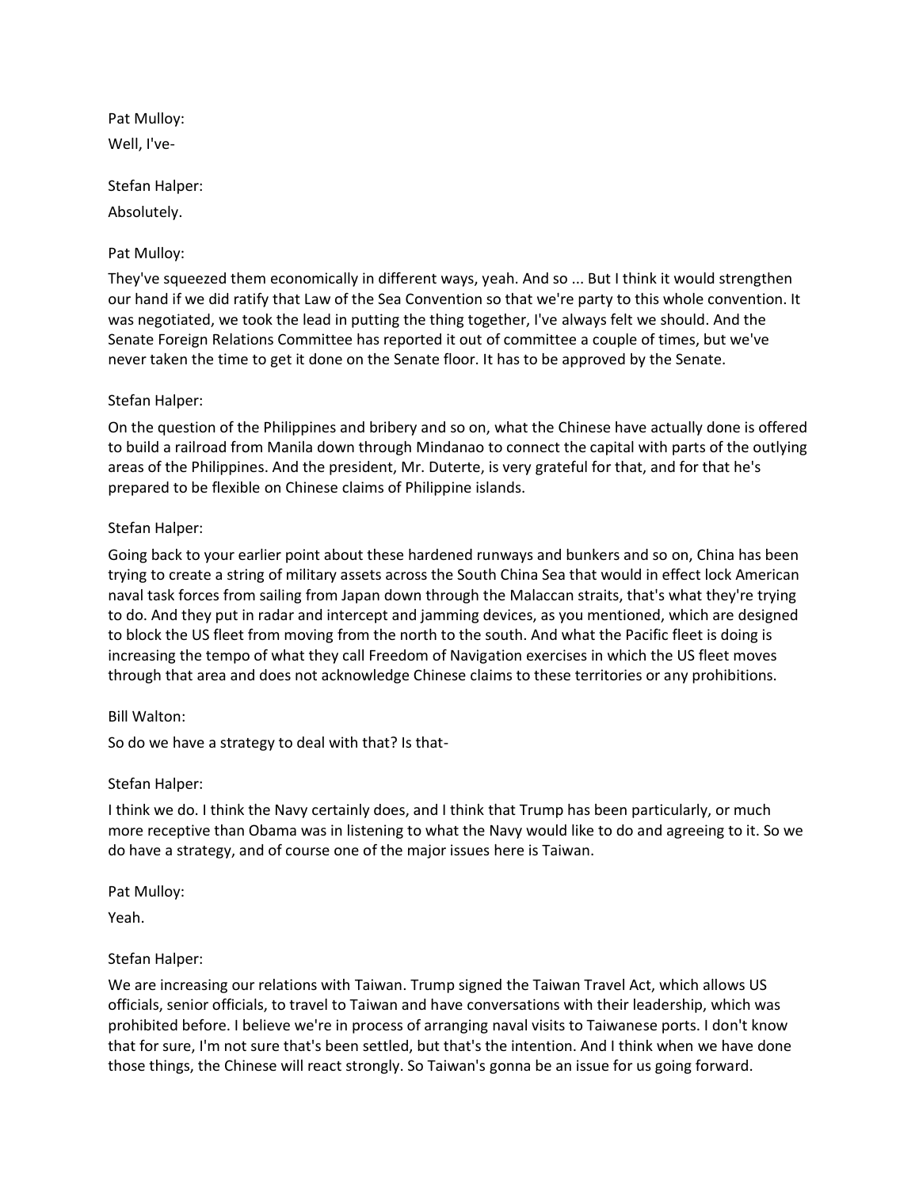Pat Mulloy:

Well, I've-

Stefan Halper:

Absolutely.

Pat Mulloy:

They've squeezed them economically in different ways, yeah. And so ... But I think it would strengthen our hand if we did ratify that Law of the Sea Convention so that we're party to this whole convention. It was negotiated, we took the lead in putting the thing together, I've always felt we should. And the Senate Foreign Relations Committee has reported it out of committee a couple of times, but we've never taken the time to get it done on the Senate floor. It has to be approved by the Senate.

Stefan Halper:

On the question of the Philippines and bribery and so on, what the Chinese have actually done is offered to build a railroad from Manila down through Mindanao to connect the capital with parts of the outlying areas of the Philippines. And the president, Mr. Duterte, is very grateful for that, and for that he's prepared to be flexible on Chinese claims of Philippine islands.

Stefan Halper:

Going back to your earlier point about these hardened runways and bunkers and so on, China has been trying to create a string of military assets across the South China Sea that would in effect lock American naval task forces from sailing from Japan down through the Malaccan straits, that's what they're trying to do. And they put in radar and intercept and jamming devices, as you mentioned, which are designed to block the US fleet from moving from the north to the south. And what the Pacific fleet is doing is increasing the tempo of what they call Freedom of Navigation exercises in which the US fleet moves through that area and does not acknowledge Chinese claims to these territories or any prohibitions.

Bill Walton:

So do we have a strategy to deal with that? Is that-

Stefan Halper:

I think we do. I think the Navy certainly does, and I think that Trump has been particularly, or much more receptive than Obama was in listening to what the Navy would like to do and agreeing to it. So we do have a strategy, and of course one of the major issues here is Taiwan.

Pat Mulloy:

Yeah.

Stefan Halper:

We are increasing our relations with Taiwan. Trump signed the Taiwan Travel Act, which allows US officials, senior officials, to travel to Taiwan and have conversations with their leadership, which was prohibited before. I believe we're in process of arranging naval visits to Taiwanese ports. I don't know that for sure, I'm not sure that's been settled, but that's the intention. And I think when we have done those things, the Chinese will react strongly. So Taiwan's gonna be an issue for us going forward.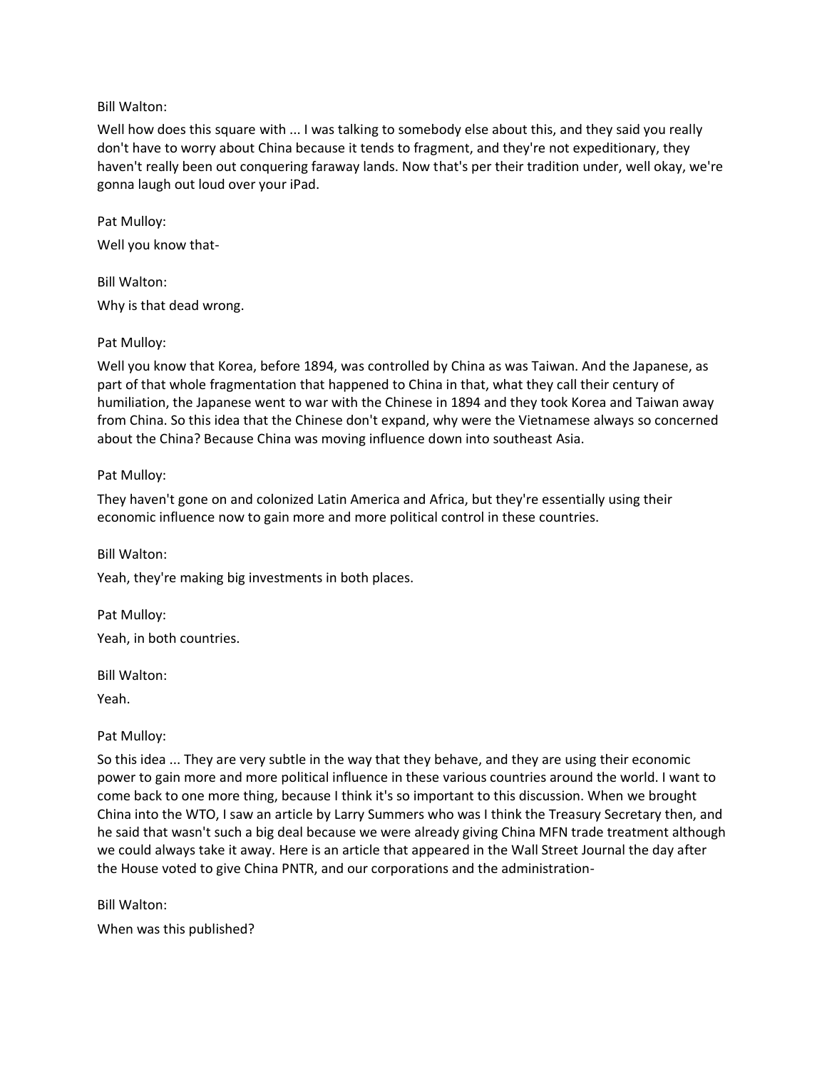Bill Walton:

Well how does this square with ... I was talking to somebody else about this, and they said you really don't have to worry about China because it tends to fragment, and they're not expeditionary, they haven't really been out conquering faraway lands. Now that's per their tradition under, well okay, we're gonna laugh out loud over your iPad.

Pat Mulloy:

Well you know that-

Bill Walton:

Why is that dead wrong.

Pat Mulloy:

Well you know that Korea, before 1894, was controlled by China as was Taiwan. And the Japanese, as part of that whole fragmentation that happened to China in that, what they call their century of humiliation, the Japanese went to war with the Chinese in 1894 and they took Korea and Taiwan away from China. So this idea that the Chinese don't expand, why were the Vietnamese always so concerned about the China? Because China was moving influence down into southeast Asia.

Pat Mulloy:

They haven't gone on and colonized Latin America and Africa, but they're essentially using their economic influence now to gain more and more political control in these countries.

Bill Walton:

Yeah, they're making big investments in both places.

Pat Mulloy:

Yeah, in both countries.

Bill Walton:

Yeah.

Pat Mulloy:

So this idea ... They are very subtle in the way that they behave, and they are using their economic power to gain more and more political influence in these various countries around the world. I want to come back to one more thing, because I think it's so important to this discussion. When we brought China into the WTO, I saw an article by Larry Summers who was I think the Treasury Secretary then, and he said that wasn't such a big deal because we were already giving China MFN trade treatment although we could always take it away. Here is an article that appeared in the Wall Street Journal the day after the House voted to give China PNTR, and our corporations and the administration-

Bill Walton:

When was this published?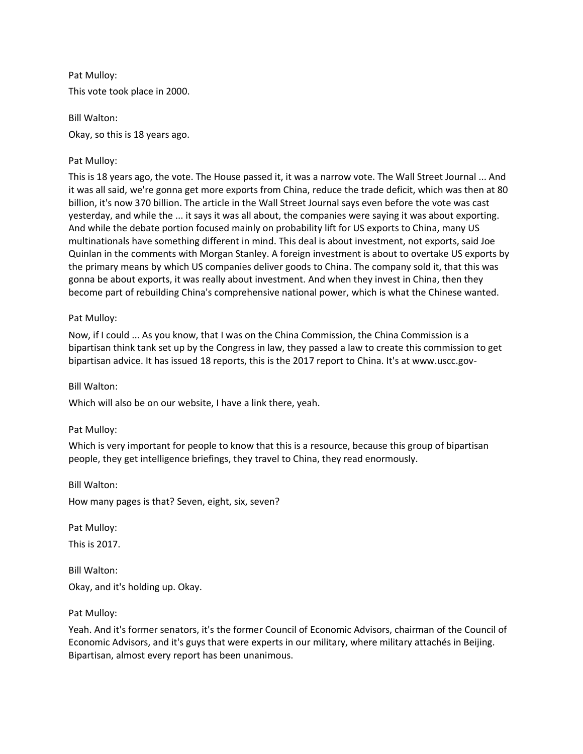Pat Mulloy:

This vote took place in 2000.

Bill Walton:

Okay, so this is 18 years ago.

Pat Mulloy:

This is 18 years ago, the vote. The House passed it, it was a narrow vote. The Wall Street Journal ... And it was all said, we're gonna get more exports from China, reduce the trade deficit, which was then at 80 billion, it's now 370 billion. The article in the Wall Street Journal says even before the vote was cast yesterday, and while the ... it says it was all about, the companies were saying it was about exporting. And while the debate portion focused mainly on probability lift for US exports to China, many US multinationals have something different in mind. This deal is about investment, not exports, said Joe Quinlan in the comments with Morgan Stanley. A foreign investment is about to overtake US exports by the primary means by which US companies deliver goods to China. The company sold it, that this was gonna be about exports, it was really about investment. And when they invest in China, then they become part of rebuilding China's comprehensive national power, which is what the Chinese wanted.

Pat Mulloy:

Now, if I could ... As you know, that I was on the China Commission, the China Commission is a bipartisan think tank set up by the Congress in law, they passed a law to create this commission to get bipartisan advice. It has issued 18 reports, this is the 2017 report to China. It's at www.uscc.gov-

Bill Walton:

Which will also be on our website, I have a link there, yeah.

Pat Mulloy:

Which is very important for people to know that this is a resource, because this group of bipartisan people, they get intelligence briefings, they travel to China, they read enormously.

Bill Walton:

How many pages is that? Seven, eight, six, seven?

Pat Mulloy:

This is 2017.

Bill Walton:

Okay, and it's holding up. Okay.

Pat Mulloy:

Yeah. And it's former senators, it's the former Council of Economic Advisors, chairman of the Council of Economic Advisors, and it's guys that were experts in our military, where military attachés in Beijing. Bipartisan, almost every report has been unanimous.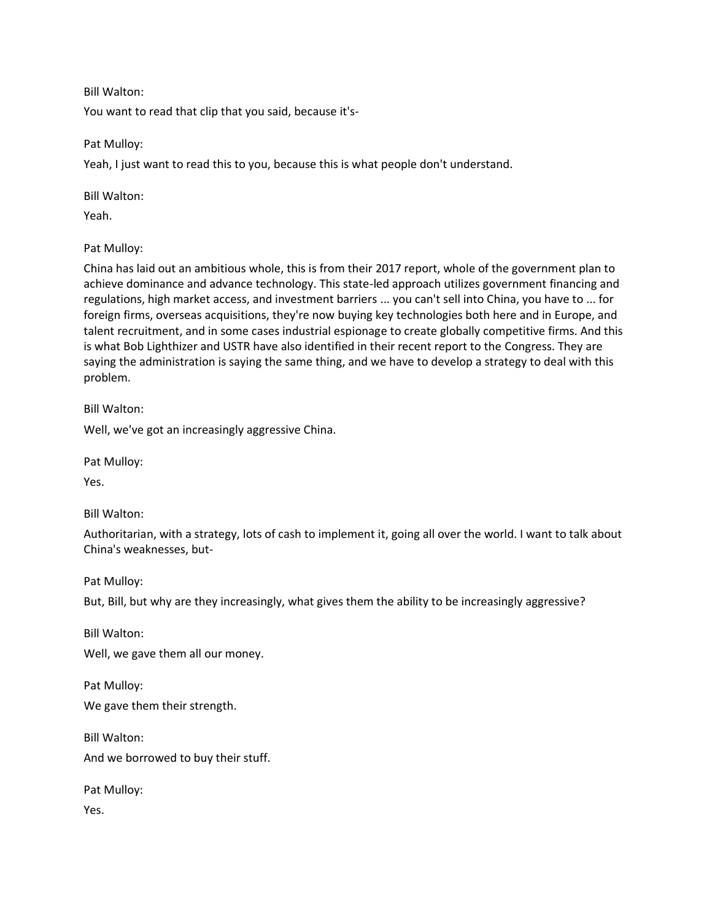Bill Walton:

You want to read that clip that you said, because it's-

Pat Mulloy:

Yeah, I just want to read this to you, because this is what people don't understand.

Bill Walton:

Yeah.

Pat Mulloy:

China has laid out an ambitious whole, this is from their 2017 report, whole of the government plan to achieve dominance and advance technology. This state-led approach utilizes government financing and regulations, high market access, and investment barriers ... you can't sell into China, you have to ... for foreign firms, overseas acquisitions, they're now buying key technologies both here and in Europe, and talent recruitment, and in some cases industrial espionage to create globally competitive firms. And this is what Bob Lighthizer and USTR have also identified in their recent report to the Congress. They are saying the administration is saying the same thing, and we have to develop a strategy to deal with this problem.

Bill Walton:

Well, we've got an increasingly aggressive China.

Pat Mulloy:

Yes.

Bill Walton:

Authoritarian, with a strategy, lots of cash to implement it, going all over the world. I want to talk about China's weaknesses, but-

Pat Mulloy:

But, Bill, but why are they increasingly, what gives them the ability to be increasingly aggressive?

Bill Walton:

Well, we gave them all our money.

Pat Mulloy:

We gave them their strength.

Bill Walton:

And we borrowed to buy their stuff.

Pat Mulloy:

Yes.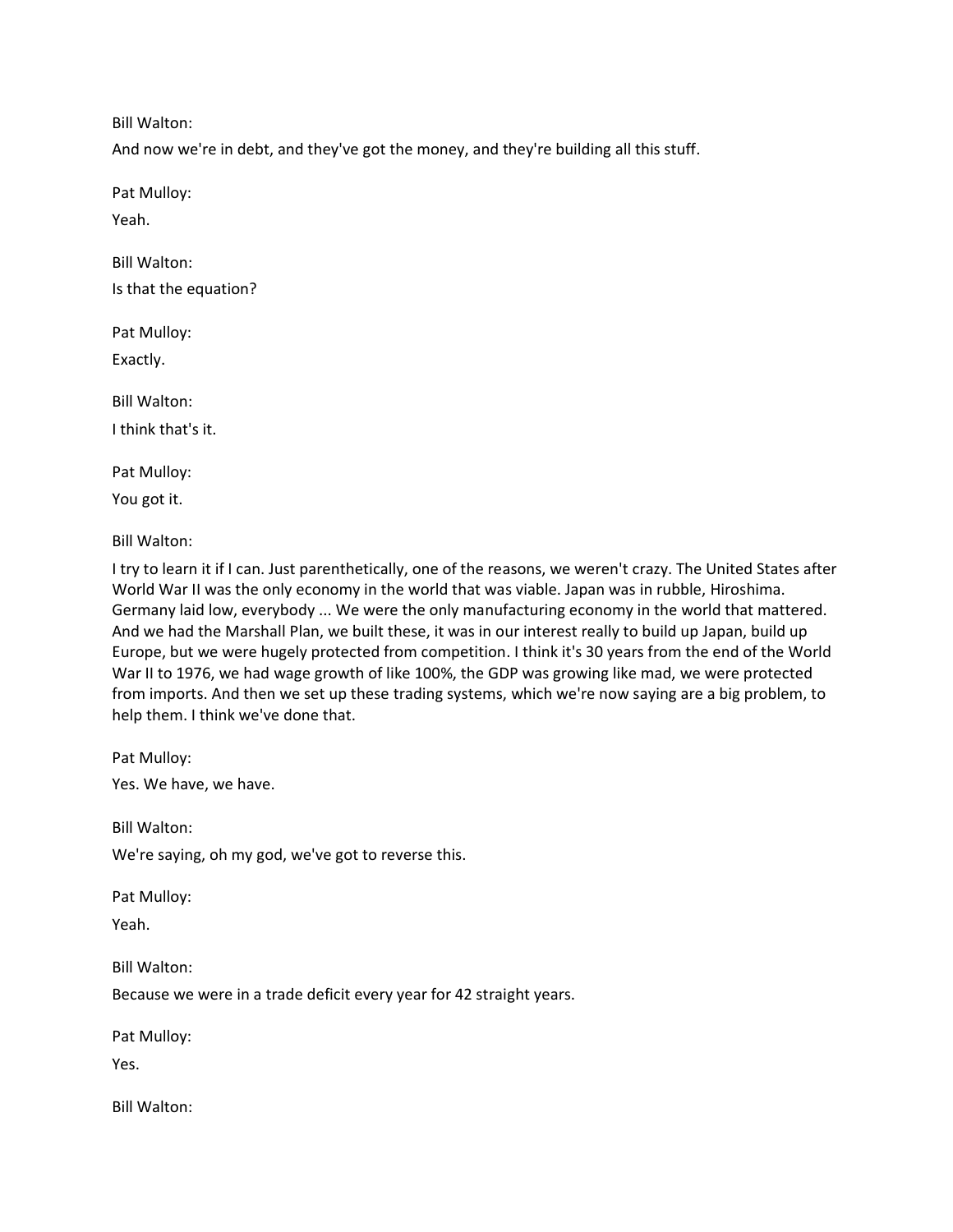Bill Walton:

And now we're in debt, and they've got the money, and they're building all this stuff.

Pat Mulloy:

Yeah.

Bill Walton:

Is that the equation?

Pat Mulloy:

Exactly.

Bill Walton:

I think that's it.

Pat Mulloy:

You got it.

Bill Walton:

I try to learn it if I can. Just parenthetically, one of the reasons, we weren't crazy. The United States after World War II was the only economy in the world that was viable. Japan was in rubble, Hiroshima. Germany laid low, everybody ... We were the only manufacturing economy in the world that mattered. And we had the Marshall Plan, we built these, it was in our interest really to build up Japan, build up Europe, but we were hugely protected from competition. I think it's 30 years from the end of the World War II to 1976, we had wage growth of like 100%, the GDP was growing like mad, we were protected from imports. And then we set up these trading systems, which we're now saying are a big problem, to help them. I think we've done that.

Pat Mulloy:

Yes. We have, we have.

Bill Walton:

We're saying, oh my god, we've got to reverse this.

Pat Mulloy:

Yeah.

Bill Walton:

Because we were in a trade deficit every year for 42 straight years.

Pat Mulloy:

Yes.

Bill Walton: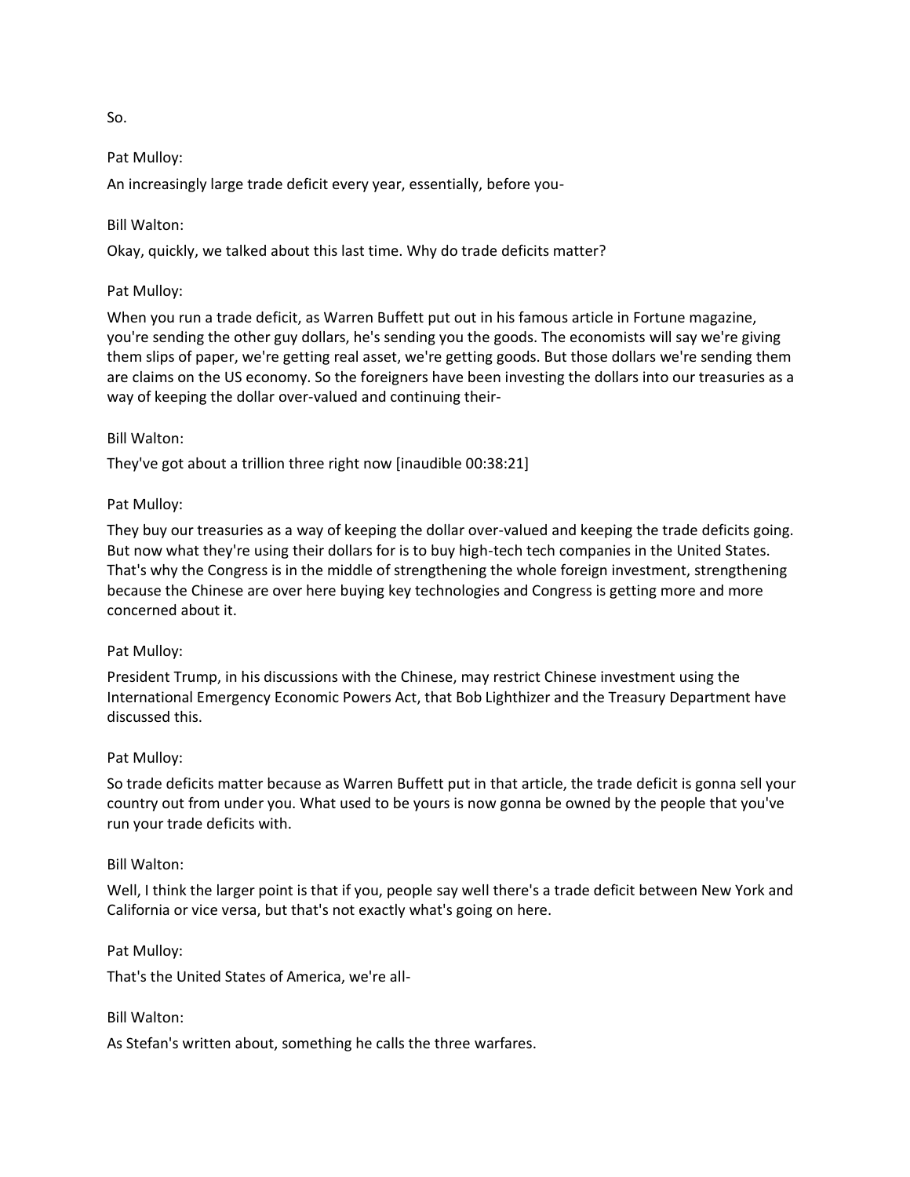So.

Pat Mulloy:

An increasingly large trade deficit every year, essentially, before you-

Bill Walton:

Okay, quickly, we talked about this last time. Why do trade deficits matter?

Pat Mulloy:

When you run a trade deficit, as Warren Buffett put out in his famous article in Fortune magazine, you're sending the other guy dollars, he's sending you the goods. The economists will say we're giving them slips of paper, we're getting real asset, we're getting goods. But those dollars we're sending them are claims on the US economy. So the foreigners have been investing the dollars into our treasuries as a way of keeping the dollar over-valued and continuing their-

Bill Walton:

They've got about a trillion three right now [inaudible 00:38:21]

Pat Mulloy:

They buy our treasuries as a way of keeping the dollar over-valued and keeping the trade deficits going. But now what they're using their dollars for is to buy high-tech tech companies in the United States. That's why the Congress is in the middle of strengthening the whole foreign investment, strengthening because the Chinese are over here buying key technologies and Congress is getting more and more concerned about it.

Pat Mulloy:

President Trump, in his discussions with the Chinese, may restrict Chinese investment using the International Emergency Economic Powers Act, that Bob Lighthizer and the Treasury Department have discussed this.

Pat Mulloy:

So trade deficits matter because as Warren Buffett put in that article, the trade deficit is gonna sell your country out from under you. What used to be yours is now gonna be owned by the people that you've run your trade deficits with.

Bill Walton:

Well, I think the larger point is that if you, people say well there's a trade deficit between New York and California or vice versa, but that's not exactly what's going on here.

Pat Mulloy:

That's the United States of America, we're all-

Bill Walton:

As Stefan's written about, something he calls the three warfares.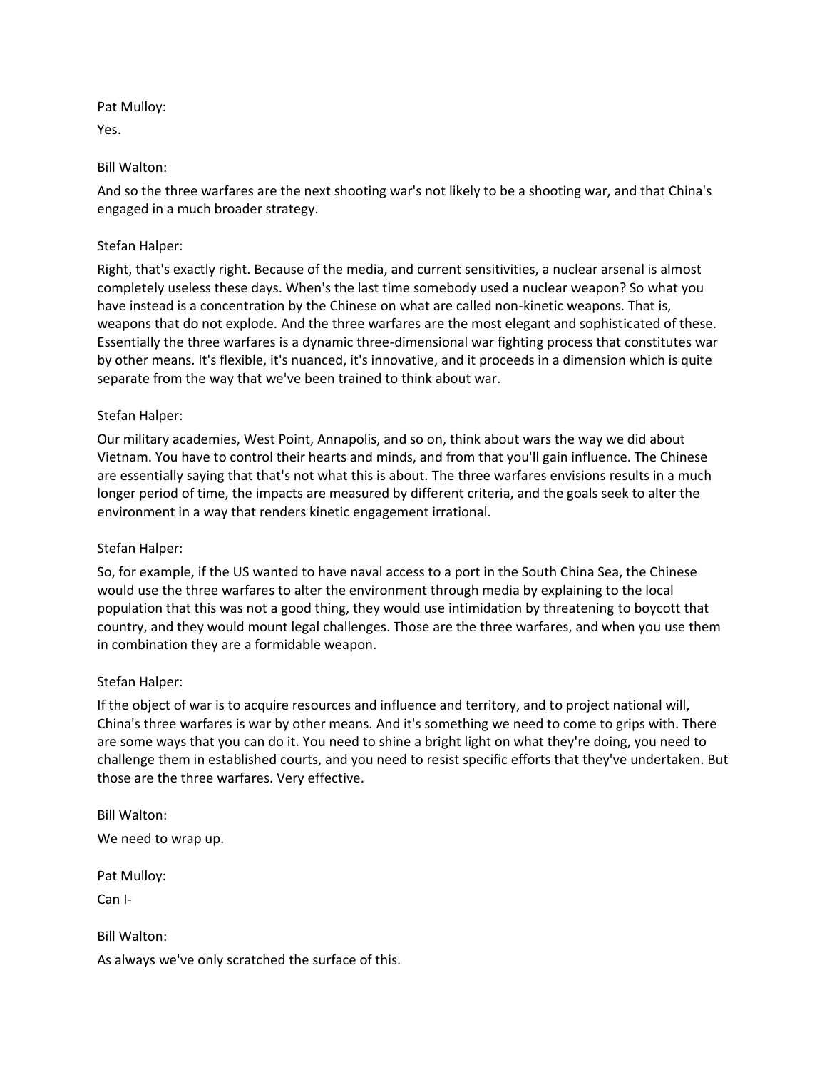Pat Mulloy:

Yes.

Bill Walton:

And so the three warfares are the next shooting war's not likely to be a shooting war, and that China's engaged in a much broader strategy.

Stefan Halper:

Right, that's exactly right. Because of the media, and current sensitivities, a nuclear arsenal is almost completely useless these days. When's the last time somebody used a nuclear weapon? So what you have instead is a concentration by the Chinese on what are called non-kinetic weapons. That is, weapons that do not explode. And the three warfares are the most elegant and sophisticated of these. Essentially the three warfares is a dynamic three-dimensional war fighting process that constitutes war by other means. It's flexible, it's nuanced, it's innovative, and it proceeds in a dimension which is quite separate from the way that we've been trained to think about war.

Stefan Halper:

Our military academies, West Point, Annapolis, and so on, think about wars the way we did about Vietnam. You have to control their hearts and minds, and from that you'll gain influence. The Chinese are essentially saying that that's not what this is about. The three warfares envisions results in a much longer period of time, the impacts are measured by different criteria, and the goals seek to alter the environment in a way that renders kinetic engagement irrational.

Stefan Halper:

So, for example, if the US wanted to have naval access to a port in the South China Sea, the Chinese would use the three warfares to alter the environment through media by explaining to the local population that this was not a good thing, they would use intimidation by threatening to boycott that country, and they would mount legal challenges. Those are the three warfares, and when you use them in combination they are a formidable weapon.

Stefan Halper:

If the object of war is to acquire resources and influence and territory, and to project national will, China's three warfares is war by other means. And it's something we need to come to grips with. There are some ways that you can do it. You need to shine a bright light on what they're doing, you need to challenge them in established courts, and you need to resist specific efforts that they've undertaken. But those are the three warfares. Very effective.

Bill Walton:

We need to wrap up.

Pat Mulloy:

Can I-

Bill Walton:

As always we've only scratched the surface of this.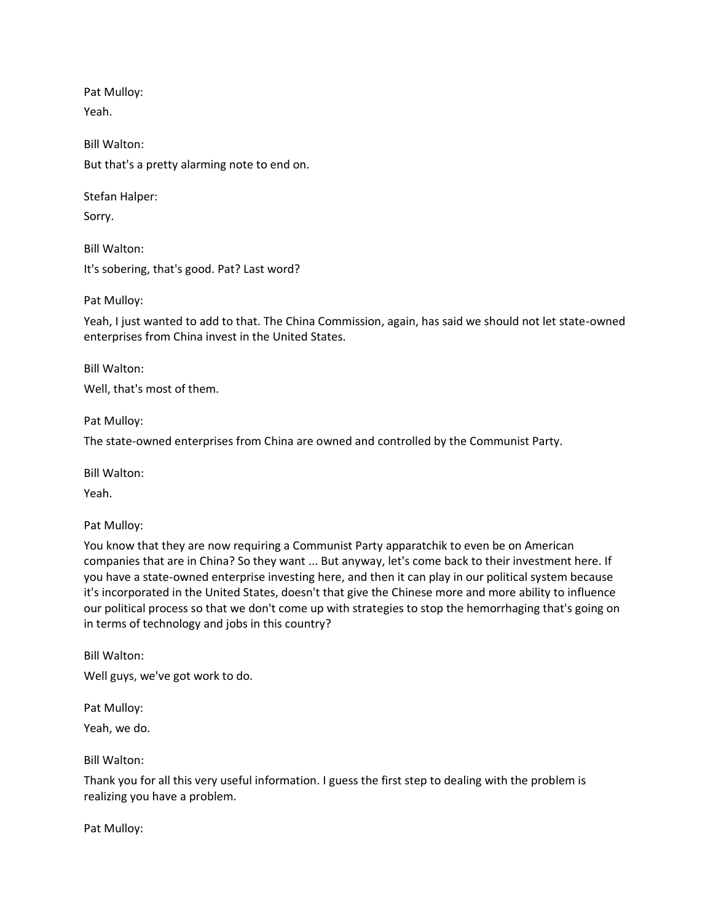Pat Mulloy:
Yeah.

Bill Walton:
But that's a pretty alarming note to end on.

Stefan Halper:
Sorry.

Bill Walton:
It's sobering, that's good. Pat? Last word?

Pat Mulloy:
Yeah, I just wanted to add to that. The China Commission, again, has said we should not let state-owned enterprises from China invest in the United States.

Bill Walton:
Well, that's most of them.

Pat Mulloy:
The state-owned enterprises from China are owned and controlled by the Communist Party.

Bill Walton:
Yeah.

Pat Mulloy:
You know that they are now requiring a Communist Party apparatchik to even be on American companies that are in China? So they want ... But anyway, let's come back to their investment here. If you have a state-owned enterprise investing here, and then it can play in our political system because it's incorporated in the United States, doesn't that give the Chinese more and more ability to influence our political process so that we don't come up with strategies to stop the hemorrhaging that's going on in terms of technology and jobs in this country?

Bill Walton:
Well guys, we've got work to do.

Pat Mulloy:
Yeah, we do.

Bill Walton:
Thank you for all this very useful information. I guess the first step to dealing with the problem is realizing you have a problem.

Pat Mulloy: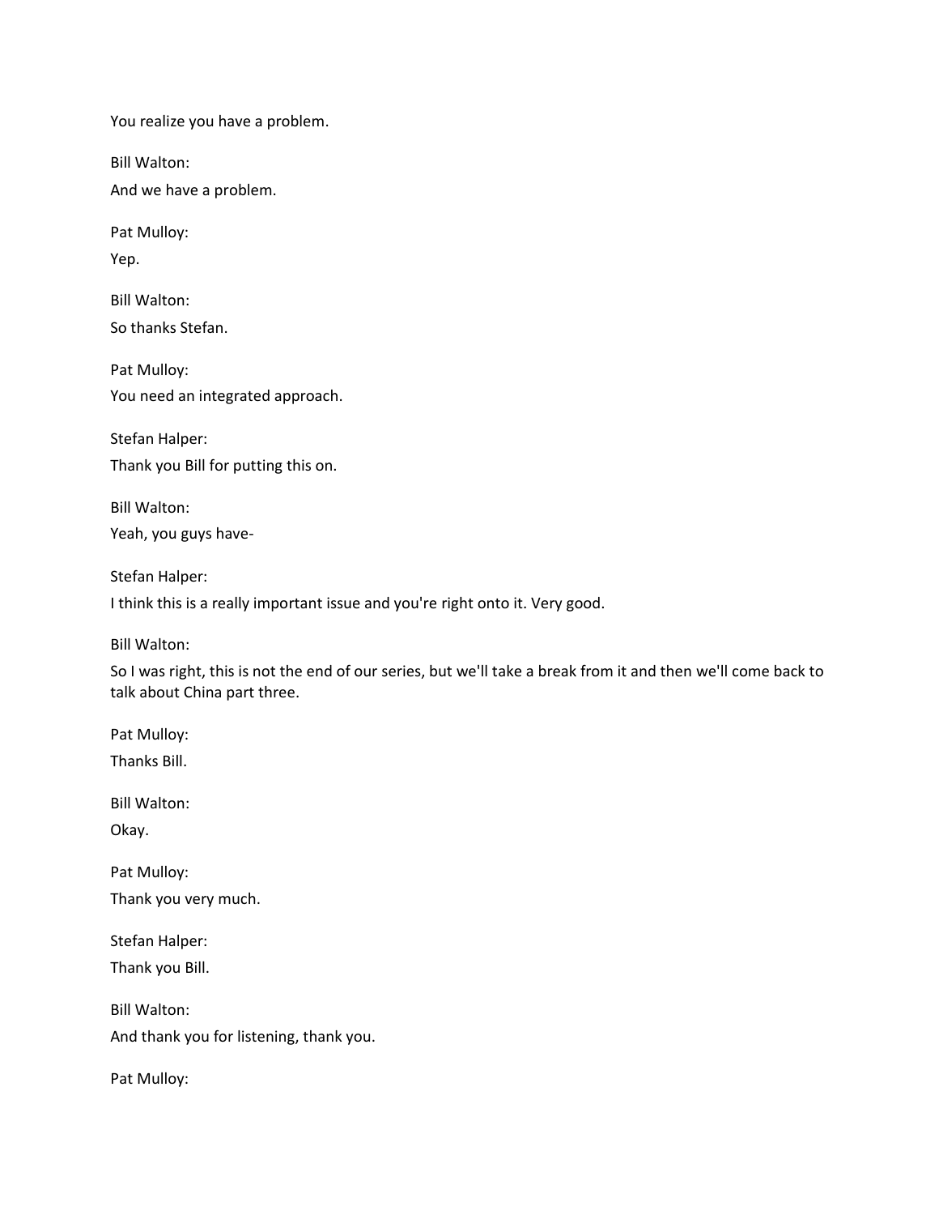You realize you have a problem.

Bill Walton:

And we have a problem.

Pat Mulloy:

Yep.

Bill Walton:

So thanks Stefan.

Pat Mulloy:

You need an integrated approach.

Stefan Halper:

Thank you Bill for putting this on.

Bill Walton:

Yeah, you guys have-

Stefan Halper:

I think this is a really important issue and you're right onto it. Very good.

Bill Walton:

So I was right, this is not the end of our series, but we'll take a break from it and then we'll come back to talk about China part three.

Pat Mulloy:

Thanks Bill.

Bill Walton:

Okay.

Pat Mulloy:

Thank you very much.

Stefan Halper:

Thank you Bill.

Bill Walton:

And thank you for listening, thank you.

Pat Mulloy: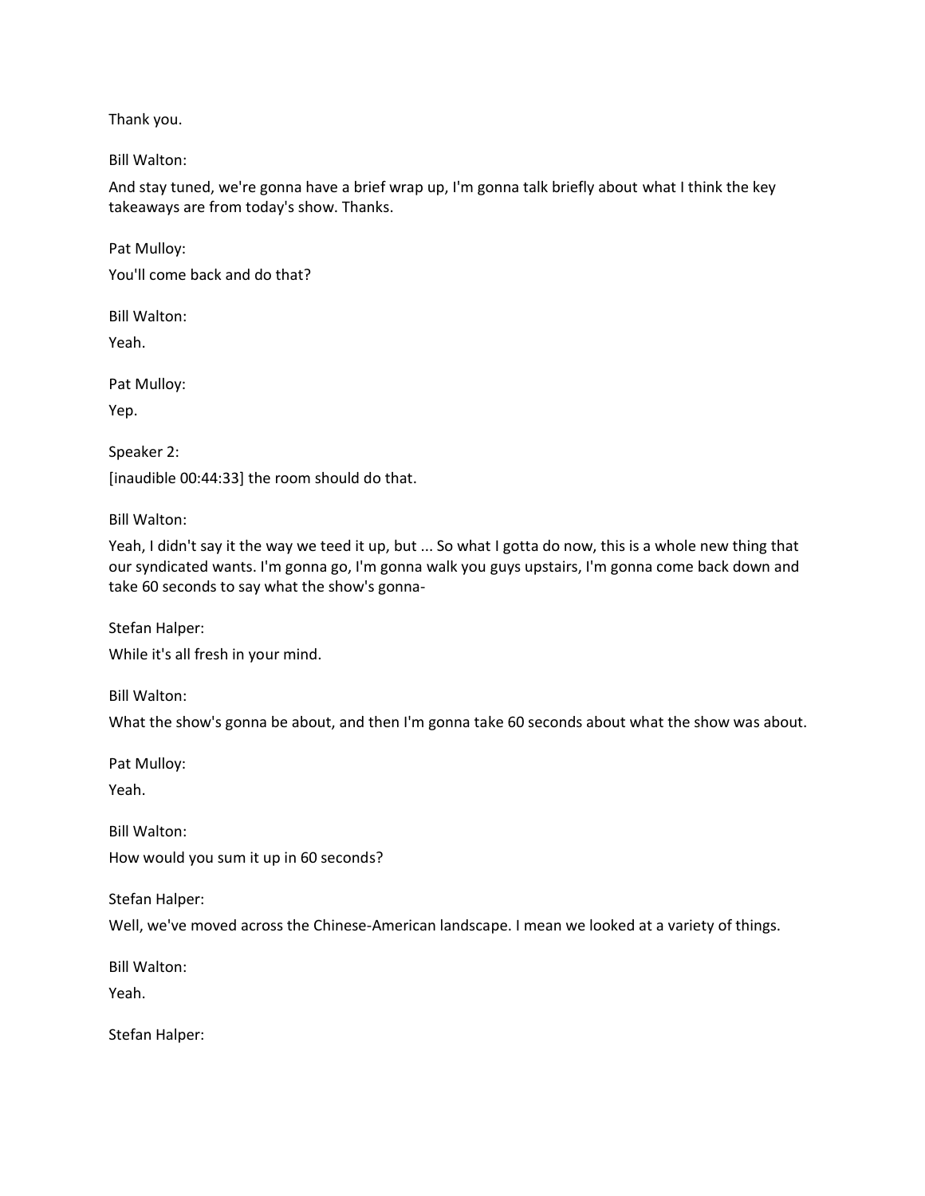Thank you.

Bill Walton:

And stay tuned, we're gonna have a brief wrap up, I'm gonna talk briefly about what I think the key takeaways are from today's show. Thanks.

Pat Mulloy:

You'll come back and do that?

Bill Walton:

Yeah.

Pat Mulloy:

Yep.

Speaker 2:

[inaudible 00:44:33] the room should do that.

Bill Walton:

Yeah, I didn't say it the way we teed it up, but ... So what I gotta do now, this is a whole new thing that our syndicated wants. I'm gonna go, I'm gonna walk you guys upstairs, I'm gonna come back down and take 60 seconds to say what the show's gonna-

Stefan Halper:

While it's all fresh in your mind.

Bill Walton:

What the show's gonna be about, and then I'm gonna take 60 seconds about what the show was about.

Pat Mulloy:

Yeah.

Bill Walton:

How would you sum it up in 60 seconds?

Stefan Halper:

Well, we've moved across the Chinese-American landscape. I mean we looked at a variety of things.

Bill Walton:

Yeah.

Stefan Halper: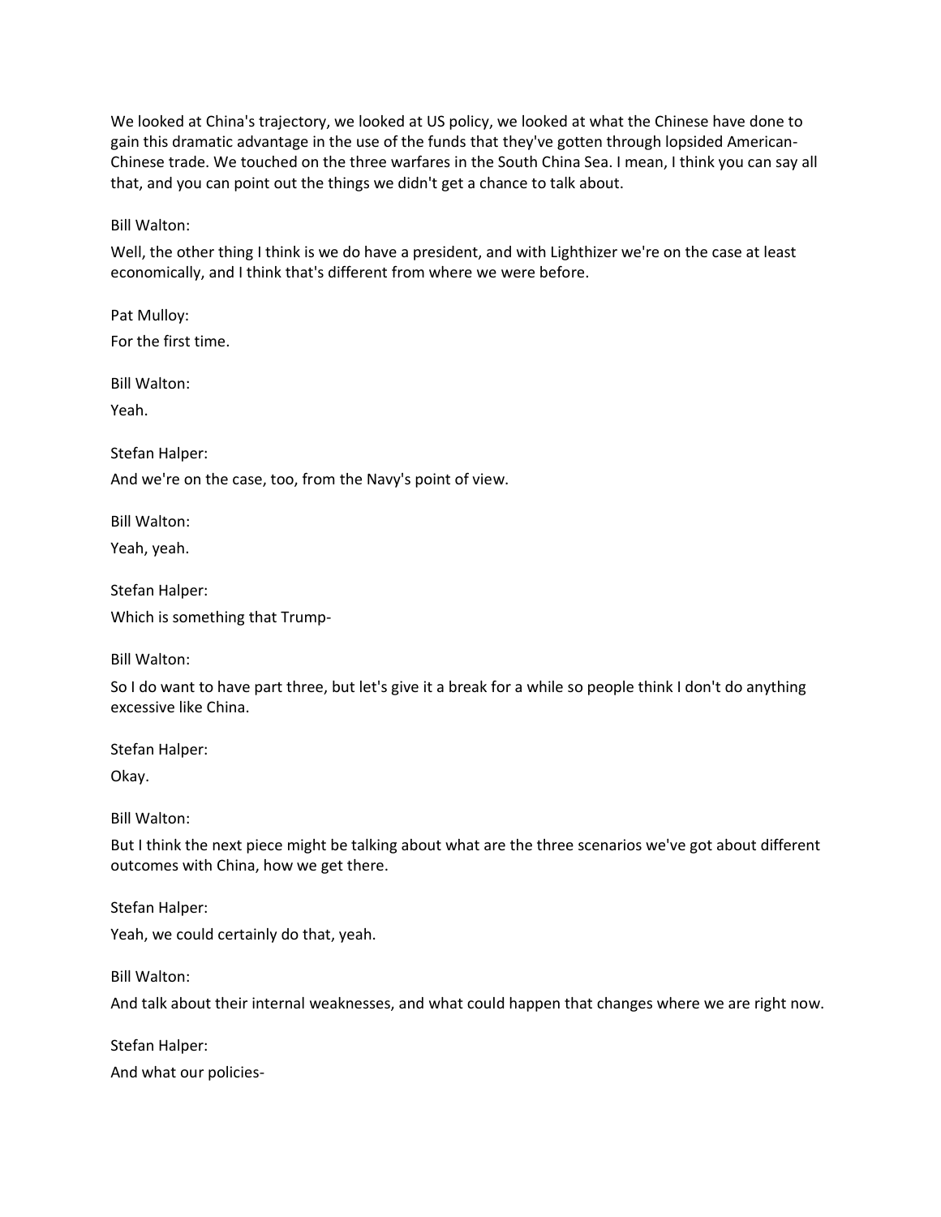We looked at China's trajectory, we looked at US policy, we looked at what the Chinese have done to gain this dramatic advantage in the use of the funds that they've gotten through lopsided American-Chinese trade. We touched on the three warfares in the South China Sea. I mean, I think you can say all that, and you can point out the things we didn't get a chance to talk about.

Bill Walton:

Well, the other thing I think is we do have a president, and with Lighthizer we're on the case at least economically, and I think that's different from where we were before.

Pat Mulloy:

For the first time.

Bill Walton:

Yeah.

Stefan Halper:

And we're on the case, too, from the Navy's point of view.

Bill Walton:

Yeah, yeah.

Stefan Halper:

Which is something that Trump-

Bill Walton:

So I do want to have part three, but let's give it a break for a while so people think I don't do anything excessive like China.

Stefan Halper:

Okay.

Bill Walton:

But I think the next piece might be talking about what are the three scenarios we've got about different outcomes with China, how we get there.

Stefan Halper:

Yeah, we could certainly do that, yeah.

Bill Walton:

And talk about their internal weaknesses, and what could happen that changes where we are right now.

Stefan Halper:

And what our policies-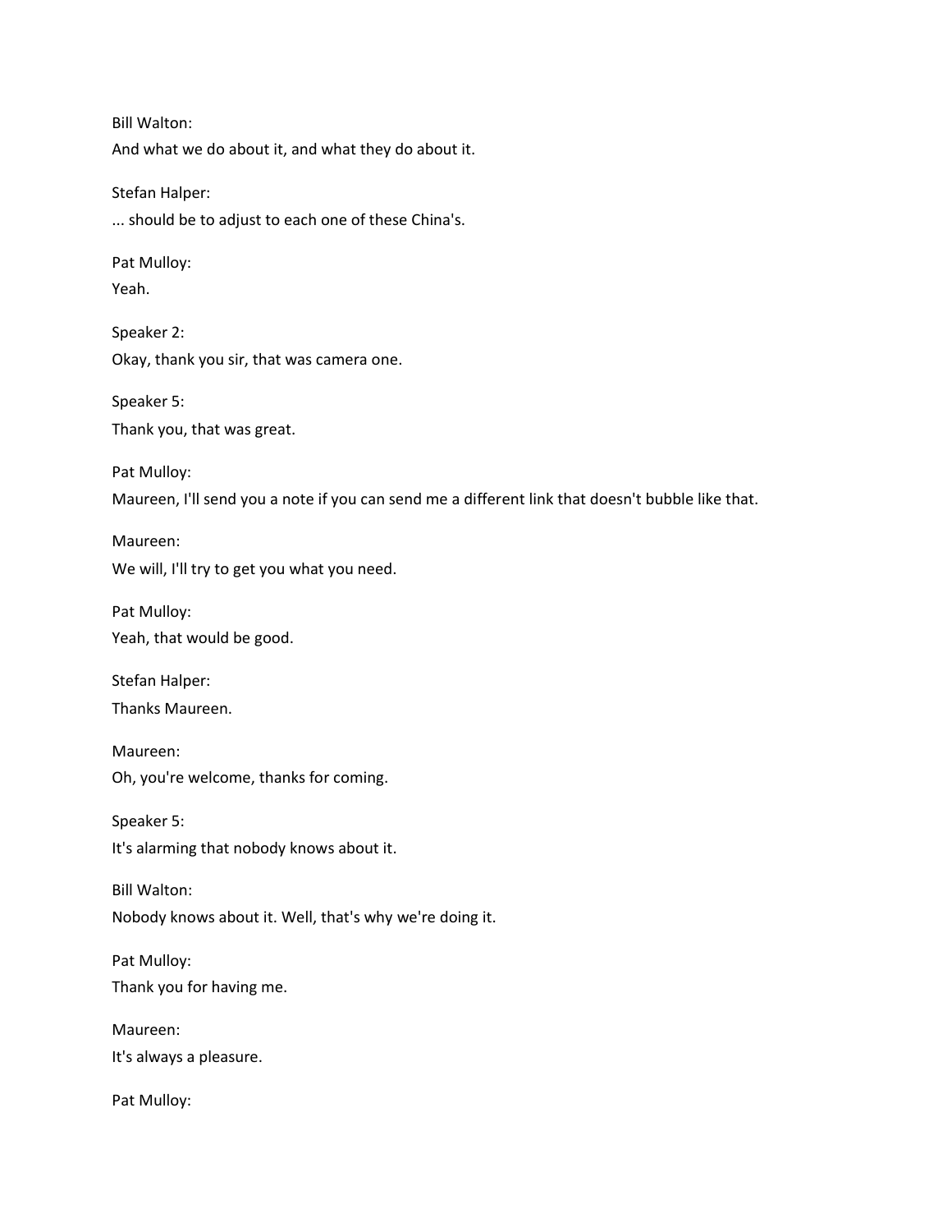Bill Walton:
And what we do about it, and what they do about it.

Stefan Halper:
... should be to adjust to each one of these China's.

Pat Mulloy:
Yeah.

Speaker 2:
Okay, thank you sir, that was camera one.

Speaker 5:
Thank you, that was great.

Pat Mulloy:
Maureen, I'll send you a note if you can send me a different link that doesn't bubble like that.

Maureen:
We will, I'll try to get you what you need.

Pat Mulloy:
Yeah, that would be good.

Stefan Halper:
Thanks Maureen.

Maureen:
Oh, you're welcome, thanks for coming.

Speaker 5:
It's alarming that nobody knows about it.

Bill Walton:
Nobody knows about it. Well, that's why we're doing it.

Pat Mulloy:
Thank you for having me.

Maureen:
It's always a pleasure.

Pat Mulloy: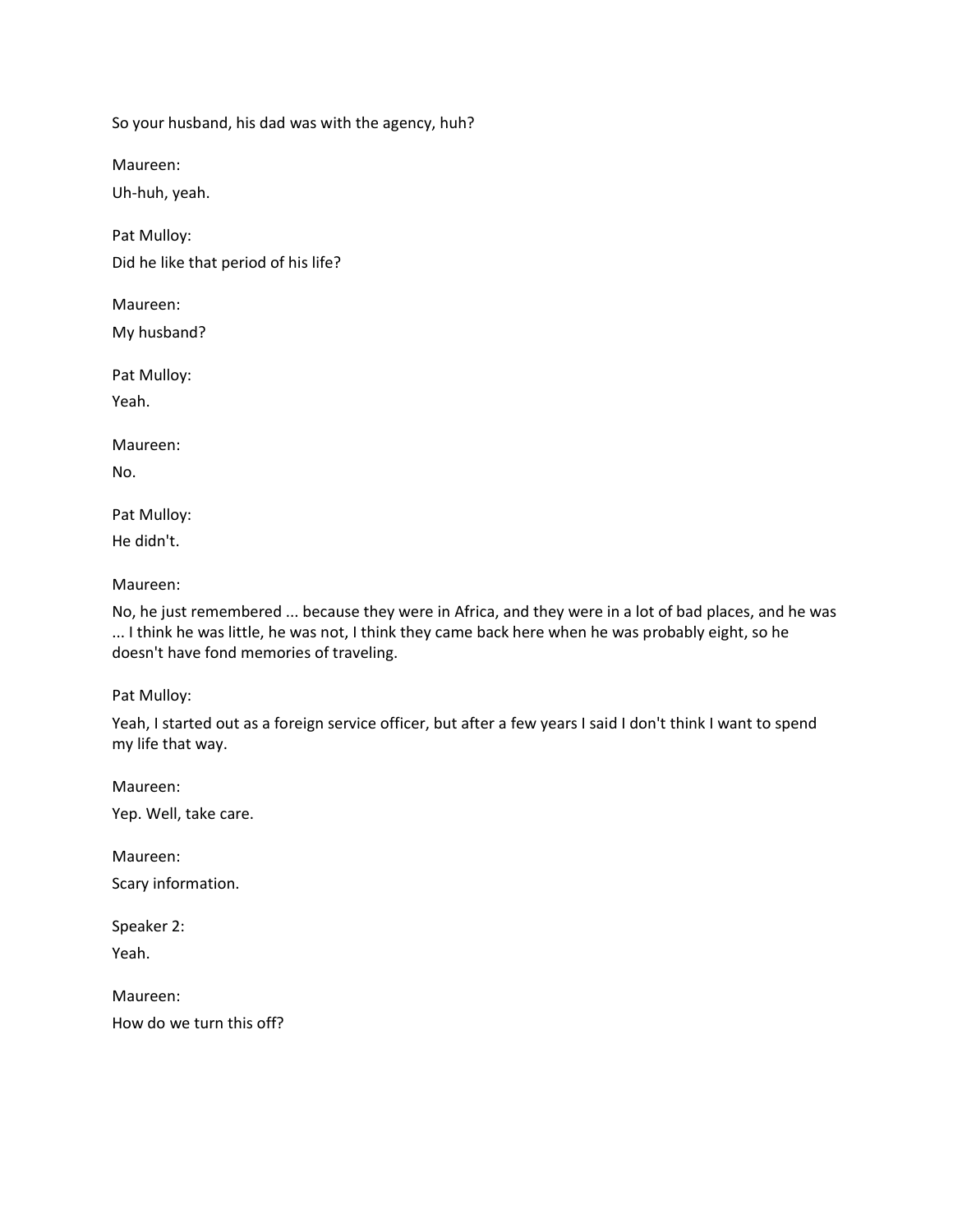So your husband, his dad was with the agency, huh?

Maureen:

Uh-huh, yeah.

Pat Mulloy:

Did he like that period of his life?

Maureen:

My husband?

Pat Mulloy:

Yeah.

Maureen:

No.

Pat Mulloy:

He didn't.

Maureen:

No, he just remembered ... because they were in Africa, and they were in a lot of bad places, and he was ... I think he was little, he was not, I think they came back here when he was probably eight, so he doesn't have fond memories of traveling.

Pat Mulloy:

Yeah, I started out as a foreign service officer, but after a few years I said I don't think I want to spend my life that way.

Maureen:

Yep. Well, take care.

Maureen:

Scary information.

Speaker 2:

Yeah.

Maureen:

How do we turn this off?